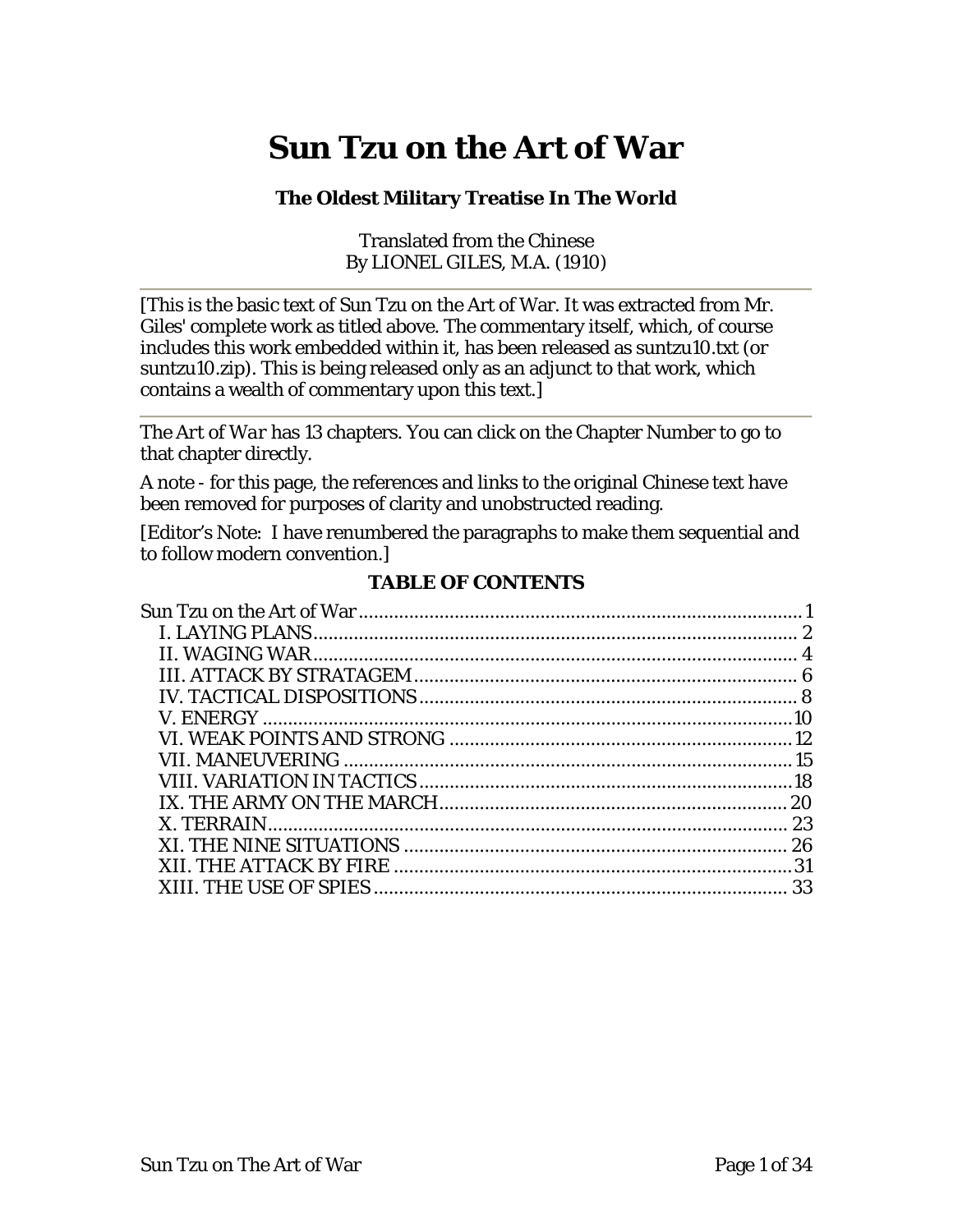# Sun Tzu on the Art of War

### The Oldest Military Treatise In The World

Translated from the Chinese
By LIONEL GILES, M.A. (1910)

---

[This is the basic text of Sun Tzu on the Art of War. It was extracted from Mr. Giles' complete work as titled above. The commentary itself, which, of course includes this work embedded within it, has been released as suntzu10.txt (or suntzu10.zip). This is being released only as an adjunct to that work, which contains a wealth of commentary upon this text.]

---

The *Art of War* has 13 chapters. You can click on the Chapter Number to go to that chapter directly.

A note - for this page, the references and links to the original Chinese text have been removed for purposes of clarity and unobstructed reading.

[Editor's Note: I have renumbered the paragraphs to make them sequential and to follow modern convention.]

**TABLE OF CONTENTS**

Sun Tzu on the Art of War ........ 1
- I. LAYING PLANS ........ 2
- II. WAGING WAR ........ 4
- III. ATTACK BY STRATAGEM ........ 6
- IV. TACTICAL DISPOSITIONS ........ 8
- V. ENERGY ........ 10
- VI. WEAK POINTS AND STRONG ........ 12
- VII. MANEUVERING ........ 15
- VIII. VARIATION IN TACTICS ........ 18
- IX. THE ARMY ON THE MARCH ........ 20
- X. TERRAIN ........ 23
- XI. THE NINE SITUATIONS ........ 26
- XII. THE ATTACK BY FIRE ........ 31
- XIII. THE USE OF SPIES ........ 33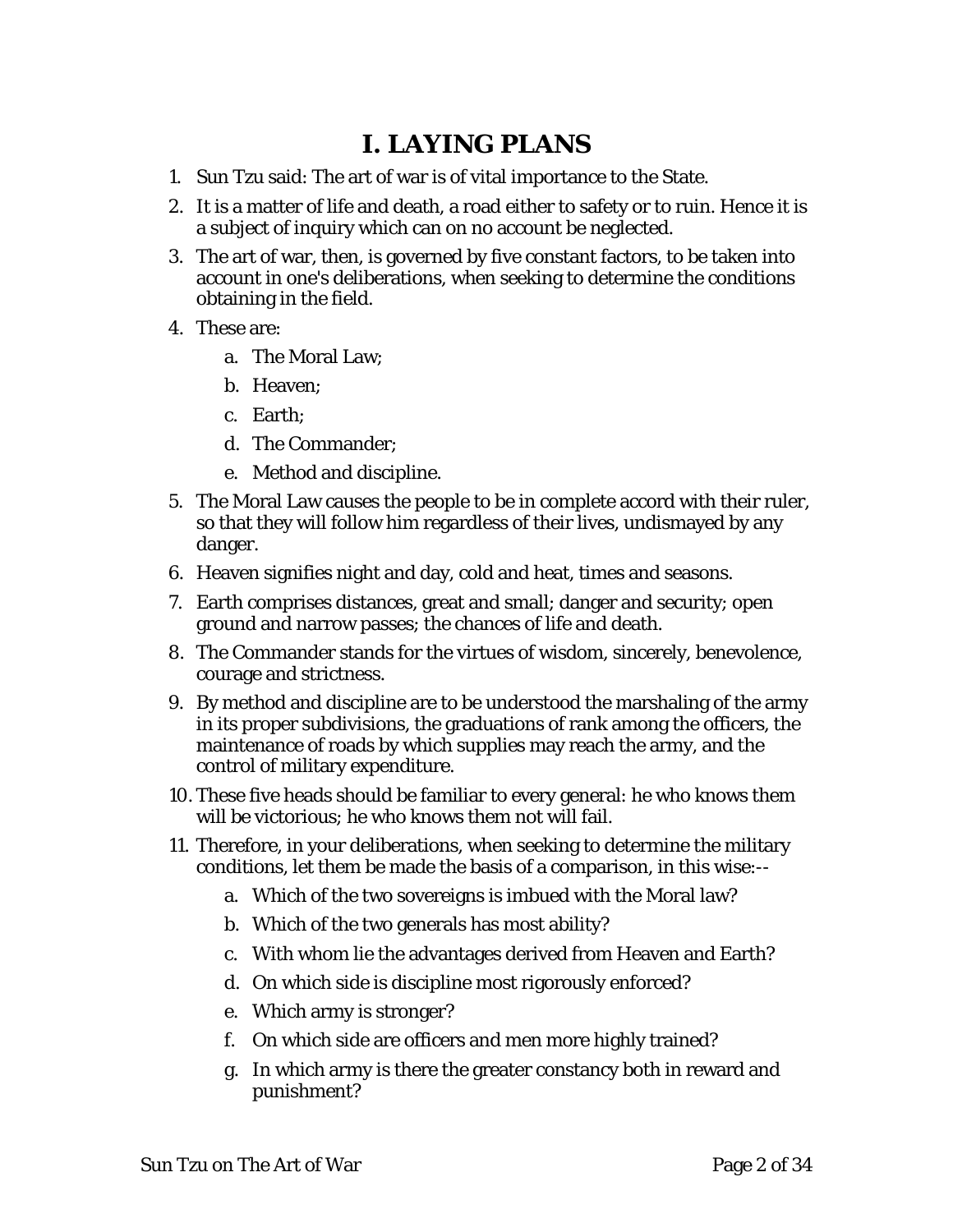# I. LAYING PLANS

1. Sun Tzu said: The art of war is of vital importance to the State.
2. It is a matter of life and death, a road either to safety or to ruin. Hence it is a subject of inquiry which can on no account be neglected.
3. The art of war, then, is governed by five constant factors, to be taken into account in one's deliberations, when seeking to determine the conditions obtaining in the field.
4. These are:
   a. The Moral Law;
   b. Heaven;
   c. Earth;
   d. The Commander;
   e. Method and discipline.
5. The Moral Law causes the people to be in complete accord with their ruler, so that they will follow him regardless of their lives, undismayed by any danger.
6. Heaven signifies night and day, cold and heat, times and seasons.
7. Earth comprises distances, great and small; danger and security; open ground and narrow passes; the chances of life and death.
8. The Commander stands for the virtues of wisdom, sincerely, benevolence, courage and strictness.
9. By method and discipline are to be understood the marshaling of the army in its proper subdivisions, the graduations of rank among the officers, the maintenance of roads by which supplies may reach the army, and the control of military expenditure.
10. These five heads should be familiar to every general: he who knows them will be victorious; he who knows them not will fail.
11. Therefore, in your deliberations, when seeking to determine the military conditions, let them be made the basis of a comparison, in this wise:--
    a. Which of the two sovereigns is imbued with the Moral law?
    b. Which of the two generals has most ability?
    c. With whom lie the advantages derived from Heaven and Earth?
    d. On which side is discipline most rigorously enforced?
    e. Which army is stronger?
    f. On which side are officers and men more highly trained?
    g. In which army is there the greater constancy both in reward and punishment?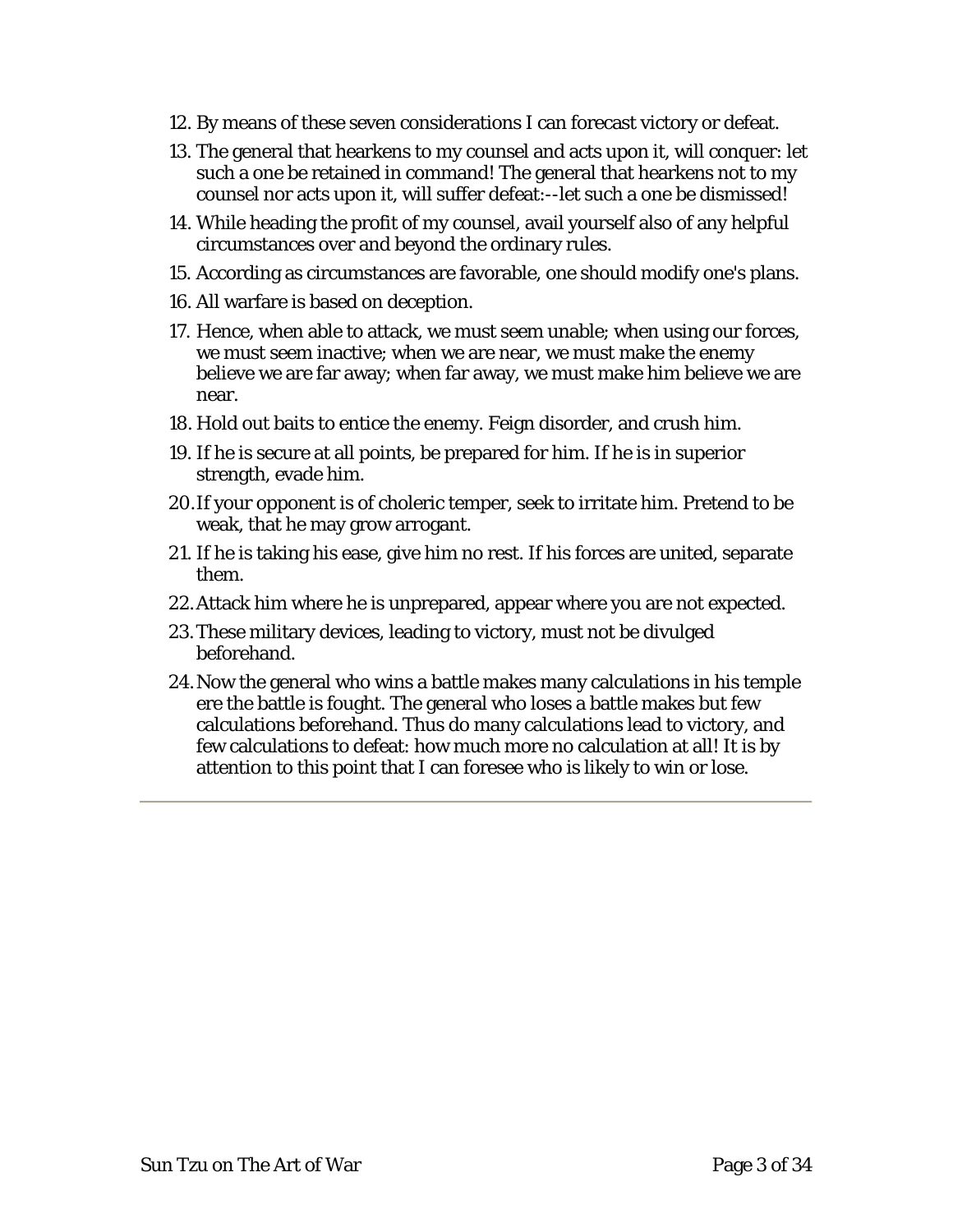12. By means of these seven considerations I can forecast victory or defeat.
13. The general that hearkens to my counsel and acts upon it, will conquer: let such a one be retained in command! The general that hearkens not to my counsel nor acts upon it, will suffer defeat:--let such a one be dismissed!
14. While heading the profit of my counsel, avail yourself also of any helpful circumstances over and beyond the ordinary rules.
15. According as circumstances are favorable, one should modify one's plans.
16. All warfare is based on deception.
17. Hence, when able to attack, we must seem unable; when using our forces, we must seem inactive; when we are near, we must make the enemy believe we are far away; when far away, we must make him believe we are near.
18. Hold out baits to entice the enemy. Feign disorder, and crush him.
19. If he is secure at all points, be prepared for him. If he is in superior strength, evade him.
20. If your opponent is of choleric temper, seek to irritate him. Pretend to be weak, that he may grow arrogant.
21. If he is taking his ease, give him no rest. If his forces are united, separate them.
22. Attack him where he is unprepared, appear where you are not expected.
23. These military devices, leading to victory, must not be divulged beforehand.
24. Now the general who wins a battle makes many calculations in his temple ere the battle is fought. The general who loses a battle makes but few calculations beforehand. Thus do many calculations lead to victory, and few calculations to defeat: how much more no calculation at all! It is by attention to this point that I can foresee who is likely to win or lose.

---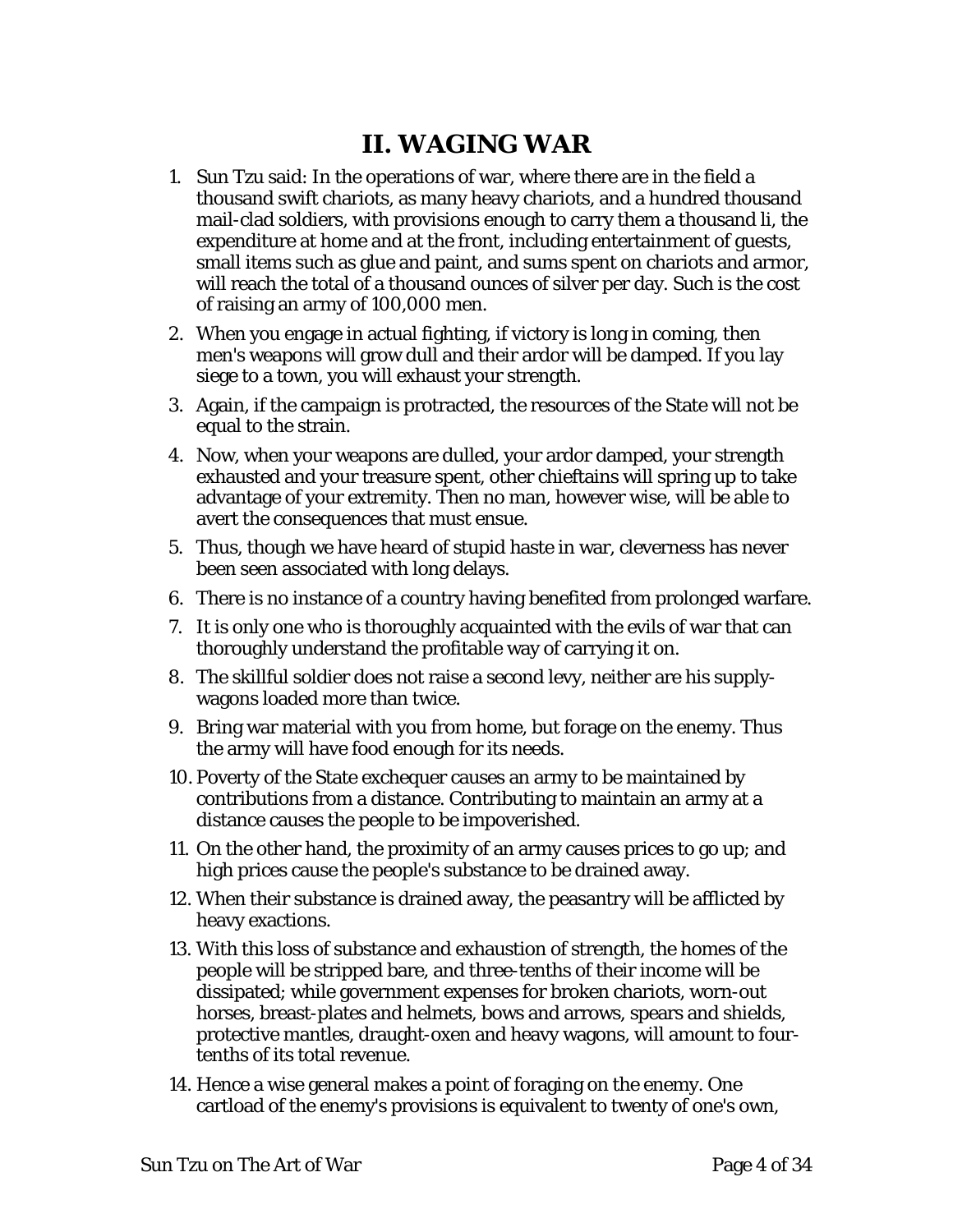# II. WAGING WAR

1. Sun Tzu said: In the operations of war, where there are in the field a thousand swift chariots, as many heavy chariots, and a hundred thousand mail-clad soldiers, with provisions enough to carry them a thousand li, the expenditure at home and at the front, including entertainment of guests, small items such as glue and paint, and sums spent on chariots and armor, will reach the total of a thousand ounces of silver per day. Such is the cost of raising an army of 100,000 men.
2. When you engage in actual fighting, if victory is long in coming, then men's weapons will grow dull and their ardor will be damped. If you lay siege to a town, you will exhaust your strength.
3. Again, if the campaign is protracted, the resources of the State will not be equal to the strain.
4. Now, when your weapons are dulled, your ardor damped, your strength exhausted and your treasure spent, other chieftains will spring up to take advantage of your extremity. Then no man, however wise, will be able to avert the consequences that must ensue.
5. Thus, though we have heard of stupid haste in war, cleverness has never been seen associated with long delays.
6. There is no instance of a country having benefited from prolonged warfare.
7. It is only one who is thoroughly acquainted with the evils of war that can thoroughly understand the profitable way of carrying it on.
8. The skillful soldier does not raise a second levy, neither are his supply-wagons loaded more than twice.
9. Bring war material with you from home, but forage on the enemy. Thus the army will have food enough for its needs.
10. Poverty of the State exchequer causes an army to be maintained by contributions from a distance. Contributing to maintain an army at a distance causes the people to be impoverished.
11. On the other hand, the proximity of an army causes prices to go up; and high prices cause the people's substance to be drained away.
12. When their substance is drained away, the peasantry will be afflicted by heavy exactions.
13. With this loss of substance and exhaustion of strength, the homes of the people will be stripped bare, and three-tenths of their income will be dissipated; while government expenses for broken chariots, worn-out horses, breast-plates and helmets, bows and arrows, spears and shields, protective mantles, draught-oxen and heavy wagons, will amount to four-tenths of its total revenue.
14. Hence a wise general makes a point of foraging on the enemy. One cartload of the enemy's provisions is equivalent to twenty of one's own,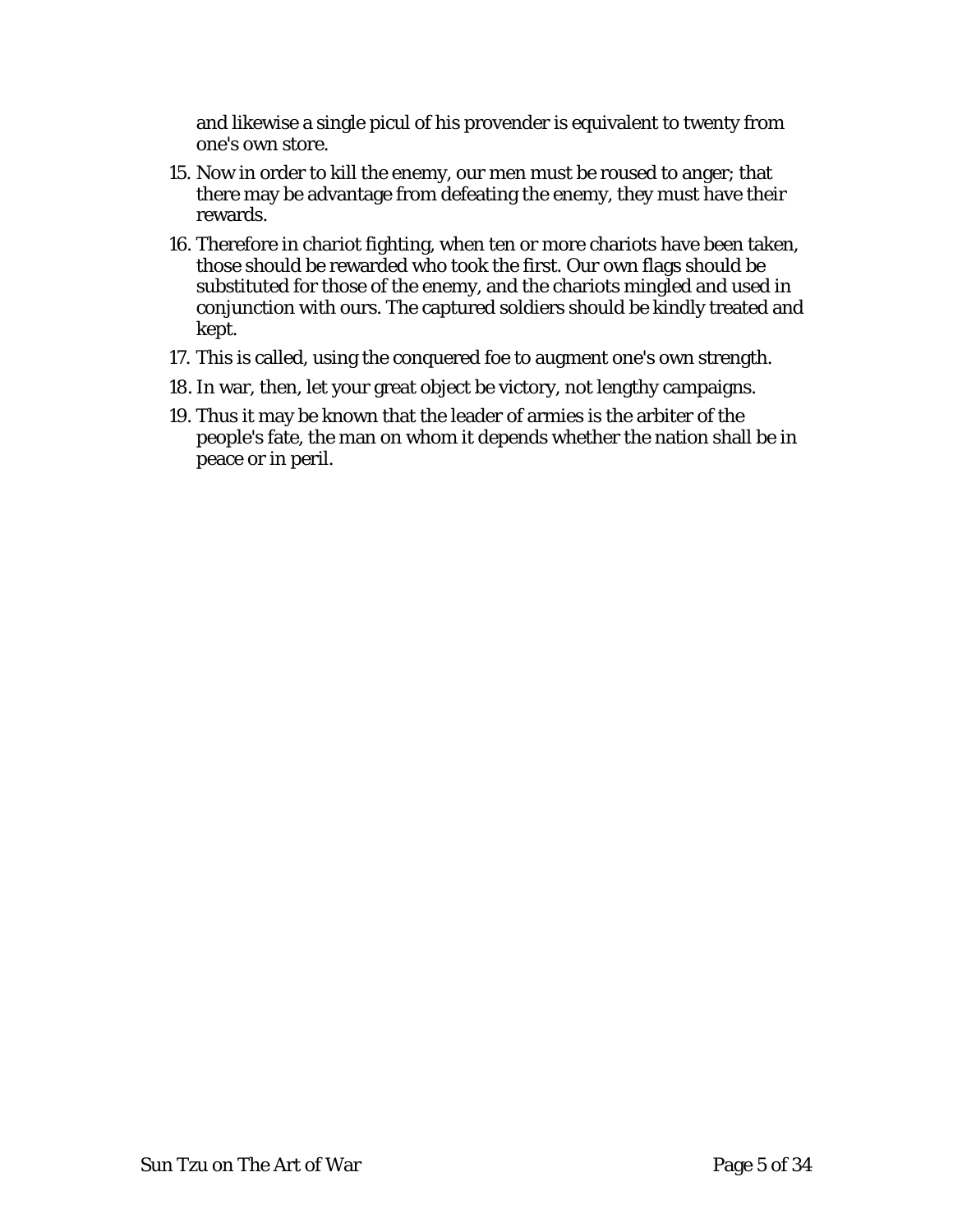and likewise a single picul of his provender is equivalent to twenty from one's own store.

15. Now in order to kill the enemy, our men must be roused to anger; that there may be advantage from defeating the enemy, they must have their rewards.
16. Therefore in chariot fighting, when ten or more chariots have been taken, those should be rewarded who took the first. Our own flags should be substituted for those of the enemy, and the chariots mingled and used in conjunction with ours. The captured soldiers should be kindly treated and kept.
17. This is called, using the conquered foe to augment one's own strength.
18. In war, then, let your great object be victory, not lengthy campaigns.
19. Thus it may be known that the leader of armies is the arbiter of the people's fate, the man on whom it depends whether the nation shall be in peace or in peril.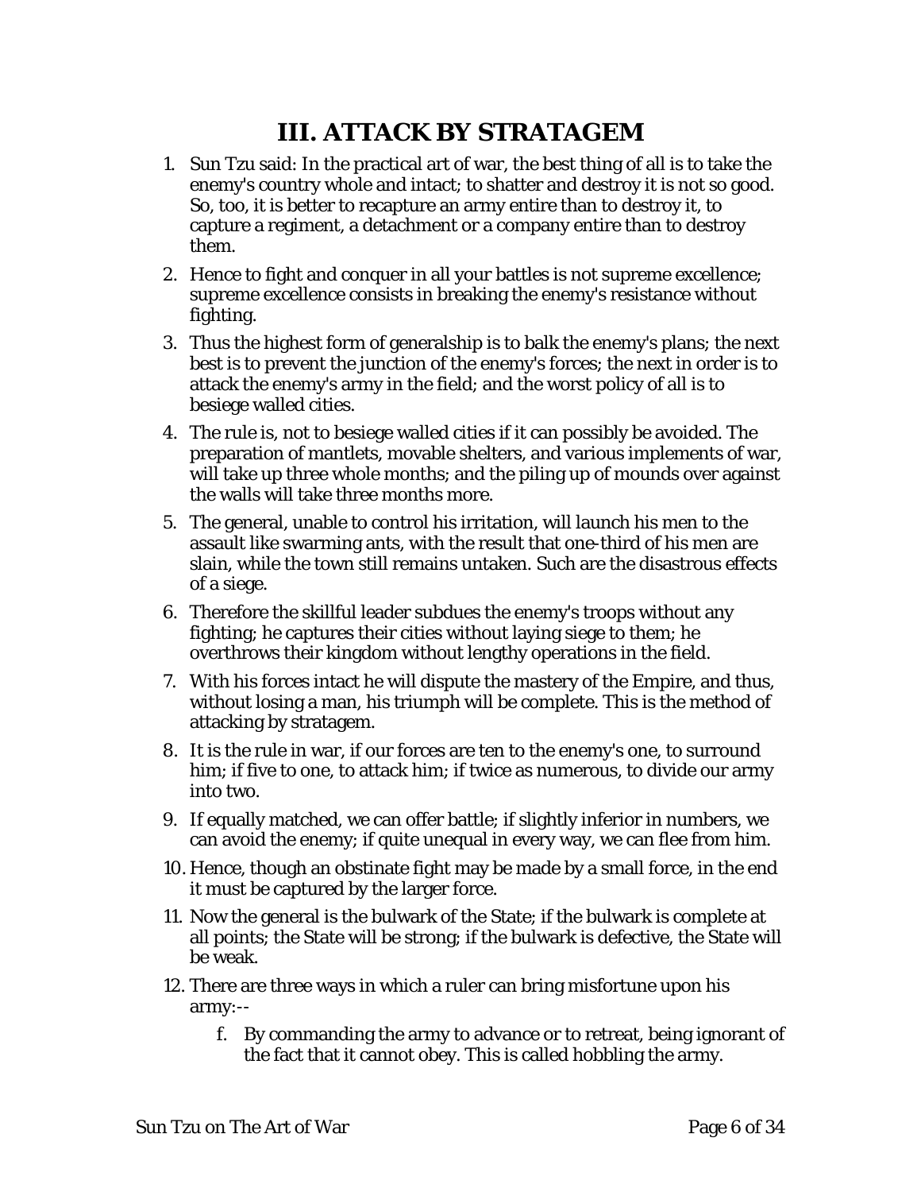# III. ATTACK BY STRATAGEM

1. Sun Tzu said: In the practical art of war, the best thing of all is to take the enemy's country whole and intact; to shatter and destroy it is not so good. So, too, it is better to recapture an army entire than to destroy it, to capture a regiment, a detachment or a company entire than to destroy them.
2. Hence to fight and conquer in all your battles is not supreme excellence; supreme excellence consists in breaking the enemy's resistance without fighting.
3. Thus the highest form of generalship is to balk the enemy's plans; the next best is to prevent the junction of the enemy's forces; the next in order is to attack the enemy's army in the field; and the worst policy of all is to besiege walled cities.
4. The rule is, not to besiege walled cities if it can possibly be avoided. The preparation of mantlets, movable shelters, and various implements of war, will take up three whole months; and the piling up of mounds over against the walls will take three months more.
5. The general, unable to control his irritation, will launch his men to the assault like swarming ants, with the result that one-third of his men are slain, while the town still remains untaken. Such are the disastrous effects of a siege.
6. Therefore the skillful leader subdues the enemy's troops without any fighting; he captures their cities without laying siege to them; he overthrows their kingdom without lengthy operations in the field.
7. With his forces intact he will dispute the mastery of the Empire, and thus, without losing a man, his triumph will be complete. This is the method of attacking by stratagem.
8. It is the rule in war, if our forces are ten to the enemy's one, to surround him; if five to one, to attack him; if twice as numerous, to divide our army into two.
9. If equally matched, we can offer battle; if slightly inferior in numbers, we can avoid the enemy; if quite unequal in every way, we can flee from him.
10. Hence, though an obstinate fight may be made by a small force, in the end it must be captured by the larger force.
11. Now the general is the bulwark of the State; if the bulwark is complete at all points; the State will be strong; if the bulwark is defective, the State will be weak.
12. There are three ways in which a ruler can bring misfortune upon his army:--
    f. By commanding the army to advance or to retreat, being ignorant of the fact that it cannot obey. This is called hobbling the army.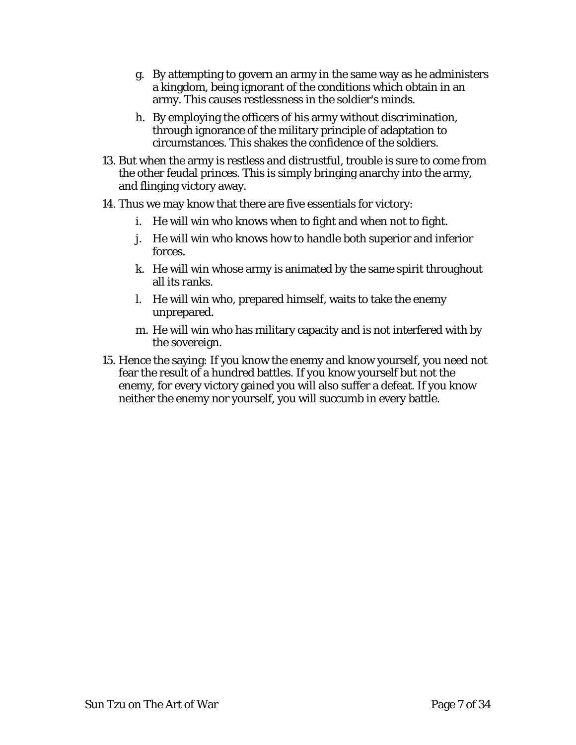g. By attempting to govern an army in the same way as he administers a kingdom, being ignorant of the conditions which obtain in an army. This causes restlessness in the soldier's minds.

h. By employing the officers of his army without discrimination, through ignorance of the military principle of adaptation to circumstances. This shakes the confidence of the soldiers.

13. But when the army is restless and distrustful, trouble is sure to come from the other feudal princes. This is simply bringing anarchy into the army, and flinging victory away.

14. Thus we may know that there are five essentials for victory:

    i. He will win who knows when to fight and when not to fight.

    j. He will win who knows how to handle both superior and inferior forces.

    k. He will win whose army is animated by the same spirit throughout all its ranks.

    l. He will win who, prepared himself, waits to take the enemy unprepared.

    m. He will win who has military capacity and is not interfered with by the sovereign.

15. Hence the saying: If you know the enemy and know yourself, you need not fear the result of a hundred battles. If you know yourself but not the enemy, for every victory gained you will also suffer a defeat. If you know neither the enemy nor yourself, you will succumb in every battle.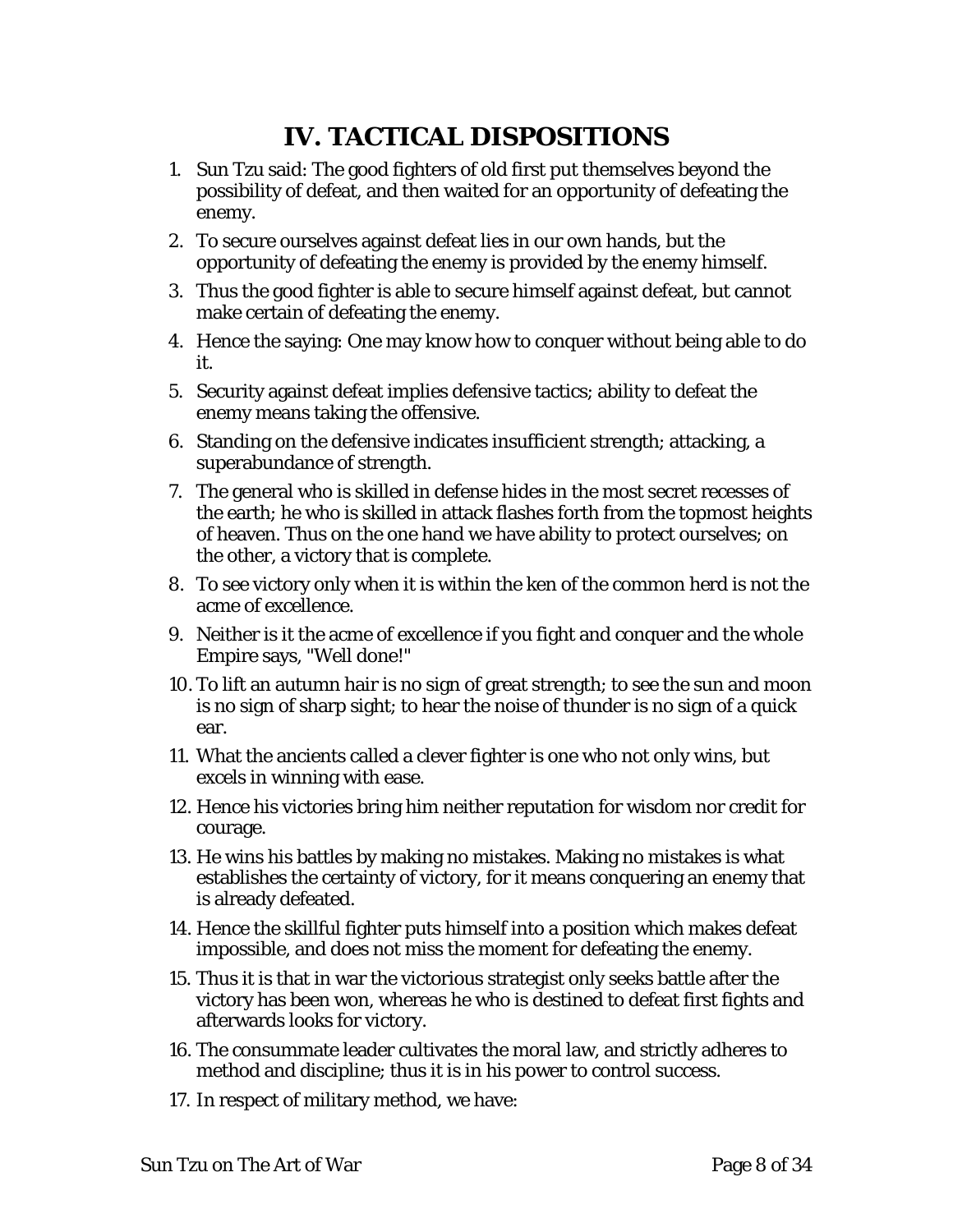# IV. TACTICAL DISPOSITIONS

1. Sun Tzu said: The good fighters of old first put themselves beyond the possibility of defeat, and then waited for an opportunity of defeating the enemy.
2. To secure ourselves against defeat lies in our own hands, but the opportunity of defeating the enemy is provided by the enemy himself.
3. Thus the good fighter is able to secure himself against defeat, but cannot make certain of defeating the enemy.
4. Hence the saying: One may know how to conquer without being able to do it.
5. Security against defeat implies defensive tactics; ability to defeat the enemy means taking the offensive.
6. Standing on the defensive indicates insufficient strength; attacking, a superabundance of strength.
7. The general who is skilled in defense hides in the most secret recesses of the earth; he who is skilled in attack flashes forth from the topmost heights of heaven. Thus on the one hand we have ability to protect ourselves; on the other, a victory that is complete.
8. To see victory only when it is within the ken of the common herd is not the acme of excellence.
9. Neither is it the acme of excellence if you fight and conquer and the whole Empire says, "Well done!"
10. To lift an autumn hair is no sign of great strength; to see the sun and moon is no sign of sharp sight; to hear the noise of thunder is no sign of a quick ear.
11. What the ancients called a clever fighter is one who not only wins, but excels in winning with ease.
12. Hence his victories bring him neither reputation for wisdom nor credit for courage.
13. He wins his battles by making no mistakes. Making no mistakes is what establishes the certainty of victory, for it means conquering an enemy that is already defeated.
14. Hence the skillful fighter puts himself into a position which makes defeat impossible, and does not miss the moment for defeating the enemy.
15. Thus it is that in war the victorious strategist only seeks battle after the victory has been won, whereas he who is destined to defeat first fights and afterwards looks for victory.
16. The consummate leader cultivates the moral law, and strictly adheres to method and discipline; thus it is in his power to control success.
17. In respect of military method, we have: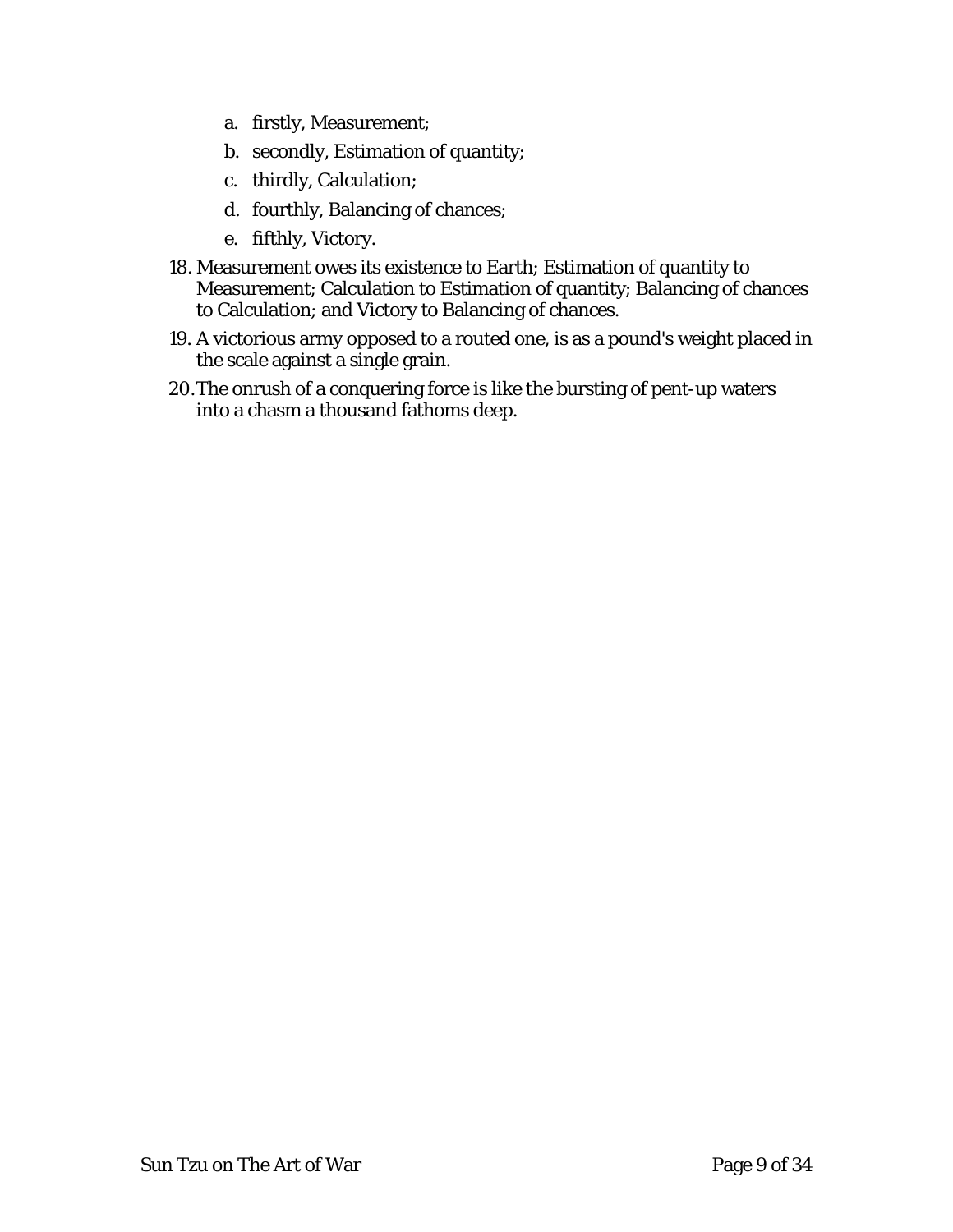a. firstly, Measurement;
   b. secondly, Estimation of quantity;
   c. thirdly, Calculation;
   d. fourthly, Balancing of chances;
   e. fifthly, Victory.

18. Measurement owes its existence to Earth; Estimation of quantity to Measurement; Calculation to Estimation of quantity; Balancing of chances to Calculation; and Victory to Balancing of chances.
19. A victorious army opposed to a routed one, is as a pound's weight placed in the scale against a single grain.
20. The onrush of a conquering force is like the bursting of pent-up waters into a chasm a thousand fathoms deep.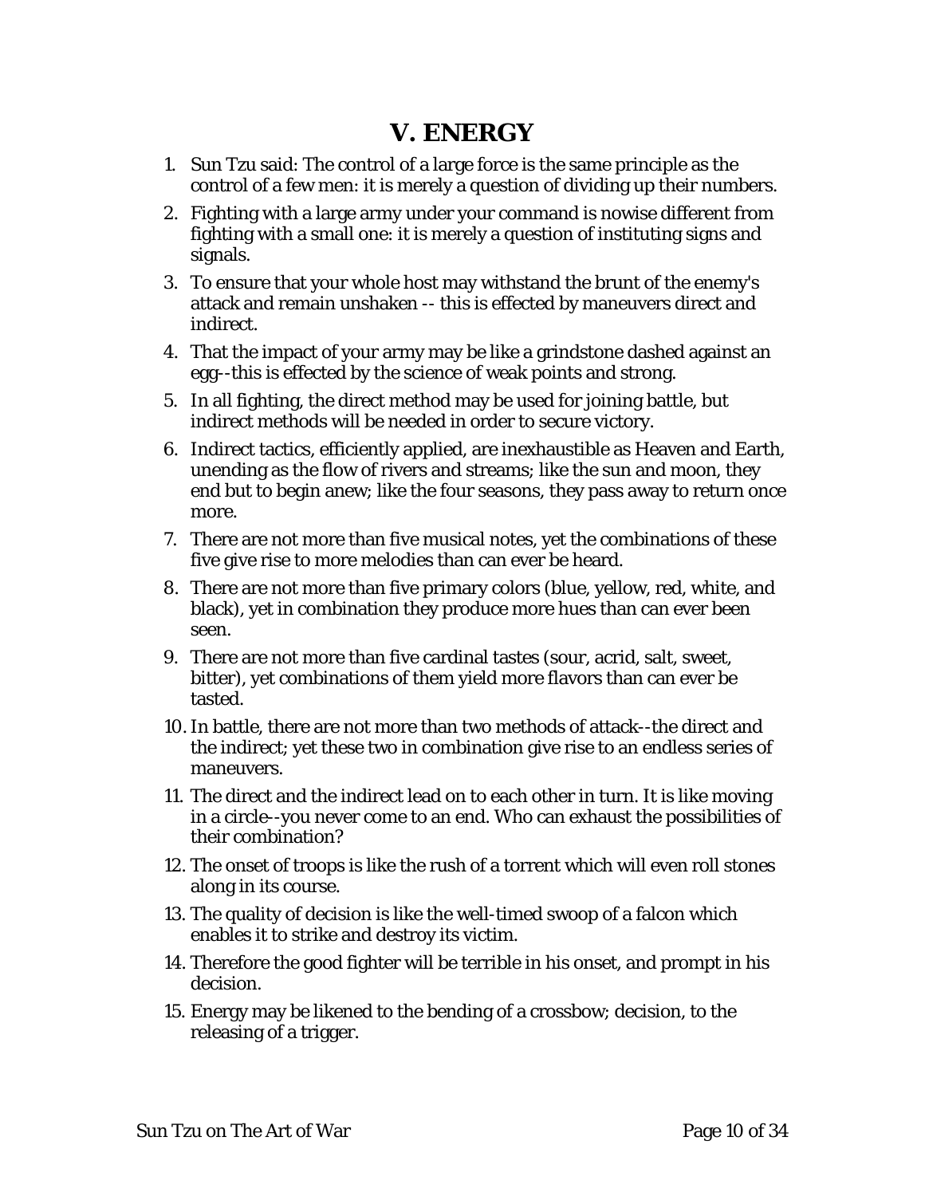# V. ENERGY

1. Sun Tzu said: The control of a large force is the same principle as the control of a few men: it is merely a question of dividing up their numbers.
2. Fighting with a large army under your command is nowise different from fighting with a small one: it is merely a question of instituting signs and signals.
3. To ensure that your whole host may withstand the brunt of the enemy's attack and remain unshaken -- this is effected by maneuvers direct and indirect.
4. That the impact of your army may be like a grindstone dashed against an egg--this is effected by the science of weak points and strong.
5. In all fighting, the direct method may be used for joining battle, but indirect methods will be needed in order to secure victory.
6. Indirect tactics, efficiently applied, are inexhaustible as Heaven and Earth, unending as the flow of rivers and streams; like the sun and moon, they end but to begin anew; like the four seasons, they pass away to return once more.
7. There are not more than five musical notes, yet the combinations of these five give rise to more melodies than can ever be heard.
8. There are not more than five primary colors (blue, yellow, red, white, and black), yet in combination they produce more hues than can ever been seen.
9. There are not more than five cardinal tastes (sour, acrid, salt, sweet, bitter), yet combinations of them yield more flavors than can ever be tasted.
10. In battle, there are not more than two methods of attack--the direct and the indirect; yet these two in combination give rise to an endless series of maneuvers.
11. The direct and the indirect lead on to each other in turn. It is like moving in a circle--you never come to an end. Who can exhaust the possibilities of their combination?
12. The onset of troops is like the rush of a torrent which will even roll stones along in its course.
13. The quality of decision is like the well-timed swoop of a falcon which enables it to strike and destroy its victim.
14. Therefore the good fighter will be terrible in his onset, and prompt in his decision.
15. Energy may be likened to the bending of a crossbow; decision, to the releasing of a trigger.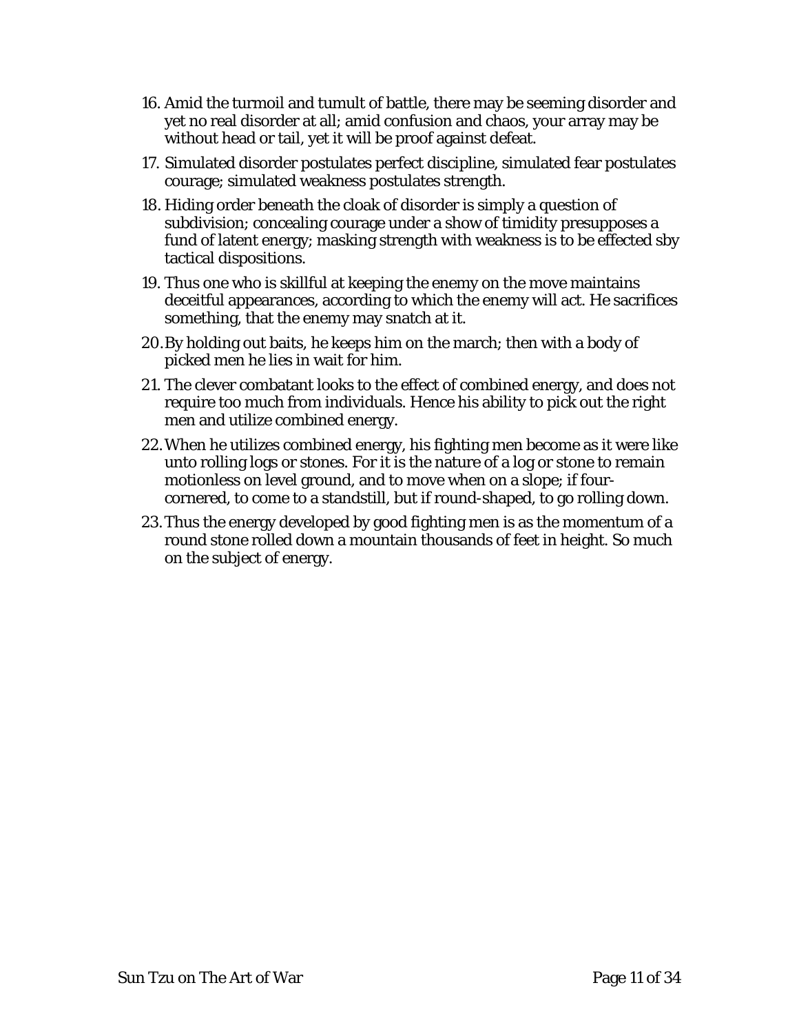16. Amid the turmoil and tumult of battle, there may be seeming disorder and yet no real disorder at all; amid confusion and chaos, your array may be without head or tail, yet it will be proof against defeat.
17. Simulated disorder postulates perfect discipline, simulated fear postulates courage; simulated weakness postulates strength.
18. Hiding order beneath the cloak of disorder is simply a question of subdivision; concealing courage under a show of timidity presupposes a fund of latent energy; masking strength with weakness is to be effected sby tactical dispositions.
19. Thus one who is skillful at keeping the enemy on the move maintains deceitful appearances, according to which the enemy will act. He sacrifices something, that the enemy may snatch at it.
20. By holding out baits, he keeps him on the march; then with a body of picked men he lies in wait for him.
21. The clever combatant looks to the effect of combined energy, and does not require too much from individuals. Hence his ability to pick out the right men and utilize combined energy.
22. When he utilizes combined energy, his fighting men become as it were like unto rolling logs or stones. For it is the nature of a log or stone to remain motionless on level ground, and to move when on a slope; if four-cornered, to come to a standstill, but if round-shaped, to go rolling down.
23. Thus the energy developed by good fighting men is as the momentum of a round stone rolled down a mountain thousands of feet in height. So much on the subject of energy.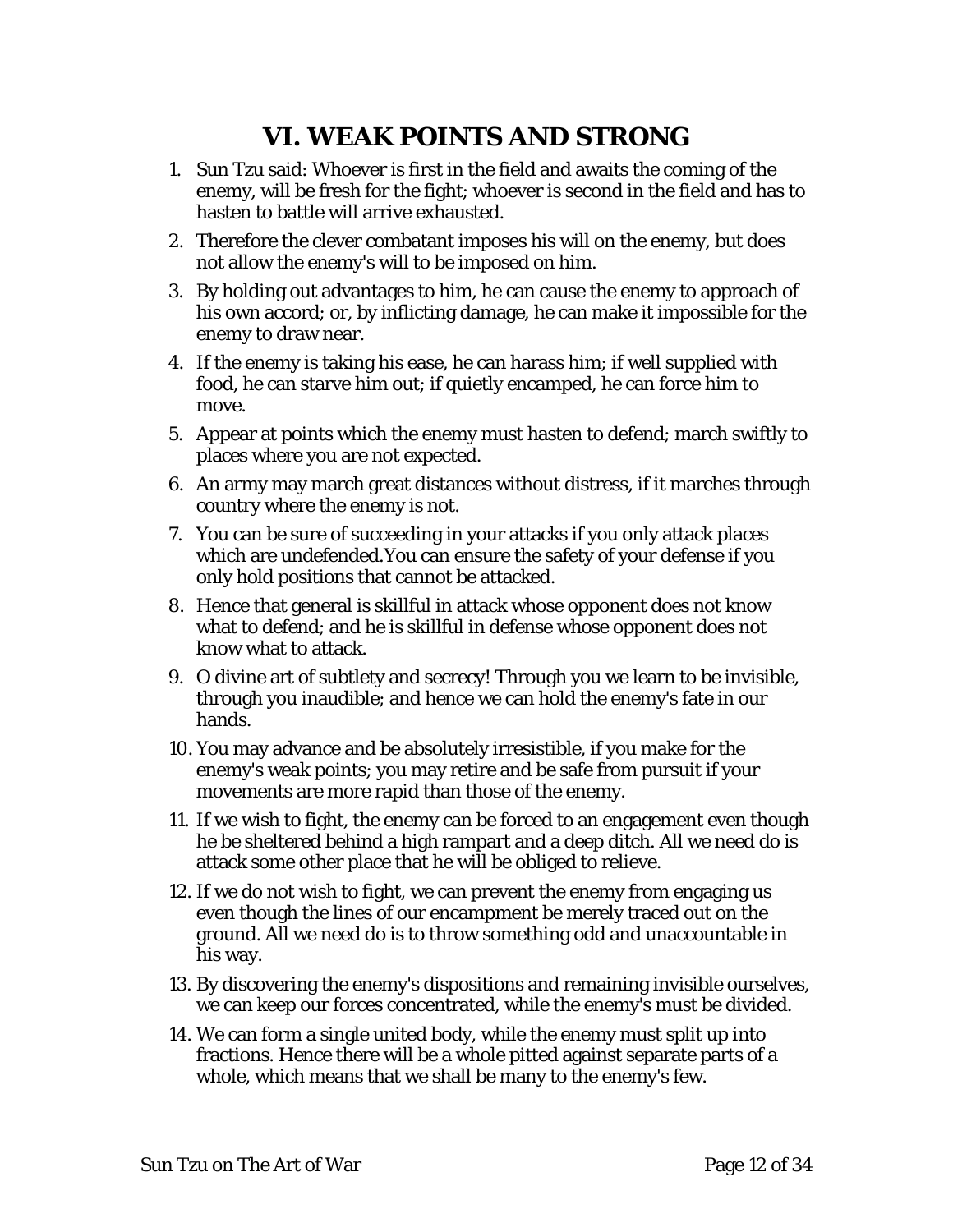# VI. WEAK POINTS AND STRONG

1. Sun Tzu said: Whoever is first in the field and awaits the coming of the enemy, will be fresh for the fight; whoever is second in the field and has to hasten to battle will arrive exhausted.
2. Therefore the clever combatant imposes his will on the enemy, but does not allow the enemy's will to be imposed on him.
3. By holding out advantages to him, he can cause the enemy to approach of his own accord; or, by inflicting damage, he can make it impossible for the enemy to draw near.
4. If the enemy is taking his ease, he can harass him; if well supplied with food, he can starve him out; if quietly encamped, he can force him to move.
5. Appear at points which the enemy must hasten to defend; march swiftly to places where you are not expected.
6. An army may march great distances without distress, if it marches through country where the enemy is not.
7. You can be sure of succeeding in your attacks if you only attack places which are undefended.You can ensure the safety of your defense if you only hold positions that cannot be attacked.
8. Hence that general is skillful in attack whose opponent does not know what to defend; and he is skillful in defense whose opponent does not know what to attack.
9. O divine art of subtlety and secrecy! Through you we learn to be invisible, through you inaudible; and hence we can hold the enemy's fate in our hands.
10. You may advance and be absolutely irresistible, if you make for the enemy's weak points; you may retire and be safe from pursuit if your movements are more rapid than those of the enemy.
11. If we wish to fight, the enemy can be forced to an engagement even though he be sheltered behind a high rampart and a deep ditch. All we need do is attack some other place that he will be obliged to relieve.
12. If we do not wish to fight, we can prevent the enemy from engaging us even though the lines of our encampment be merely traced out on the ground. All we need do is to throw something odd and unaccountable in his way.
13. By discovering the enemy's dispositions and remaining invisible ourselves, we can keep our forces concentrated, while the enemy's must be divided.
14. We can form a single united body, while the enemy must split up into fractions. Hence there will be a whole pitted against separate parts of a whole, which means that we shall be many to the enemy's few.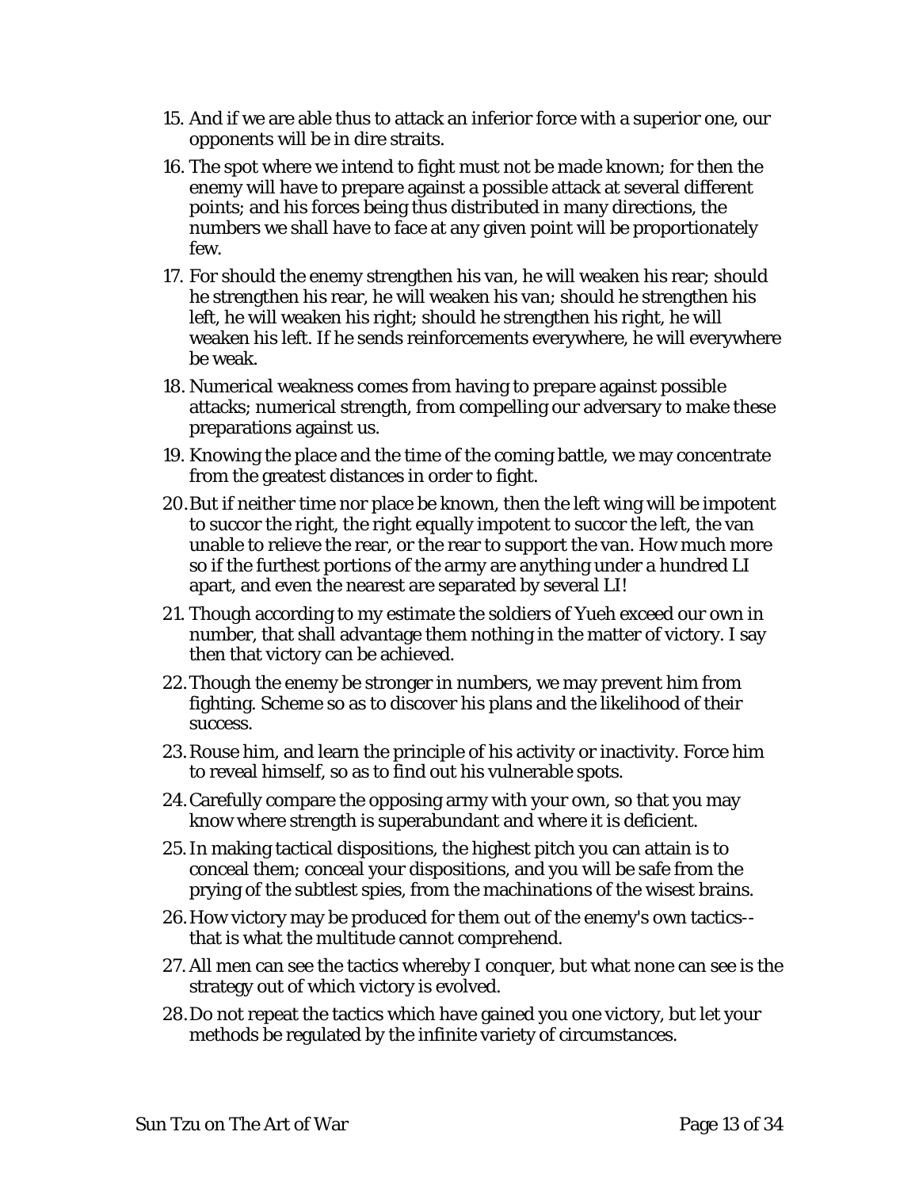15. And if we are able thus to attack an inferior force with a superior one, our opponents will be in dire straits.
16. The spot where we intend to fight must not be made known; for then the enemy will have to prepare against a possible attack at several different points; and his forces being thus distributed in many directions, the numbers we shall have to face at any given point will be proportionately few.
17. For should the enemy strengthen his van, he will weaken his rear; should he strengthen his rear, he will weaken his van; should he strengthen his left, he will weaken his right; should he strengthen his right, he will weaken his left. If he sends reinforcements everywhere, he will everywhere be weak.
18. Numerical weakness comes from having to prepare against possible attacks; numerical strength, from compelling our adversary to make these preparations against us.
19. Knowing the place and the time of the coming battle, we may concentrate from the greatest distances in order to fight.
20. But if neither time nor place be known, then the left wing will be impotent to succor the right, the right equally impotent to succor the left, the van unable to relieve the rear, or the rear to support the van. How much more so if the furthest portions of the army are anything under a hundred LI apart, and even the nearest are separated by several LI!
21. Though according to my estimate the soldiers of Yueh exceed our own in number, that shall advantage them nothing in the matter of victory. I say then that victory can be achieved.
22. Though the enemy be stronger in numbers, we may prevent him from fighting. Scheme so as to discover his plans and the likelihood of their success.
23. Rouse him, and learn the principle of his activity or inactivity. Force him to reveal himself, so as to find out his vulnerable spots.
24. Carefully compare the opposing army with your own, so that you may know where strength is superabundant and where it is deficient.
25. In making tactical dispositions, the highest pitch you can attain is to conceal them; conceal your dispositions, and you will be safe from the prying of the subtlest spies, from the machinations of the wisest brains.
26. How victory may be produced for them out of the enemy's own tactics--that is what the multitude cannot comprehend.
27. All men can see the tactics whereby I conquer, but what none can see is the strategy out of which victory is evolved.
28. Do not repeat the tactics which have gained you one victory, but let your methods be regulated by the infinite variety of circumstances.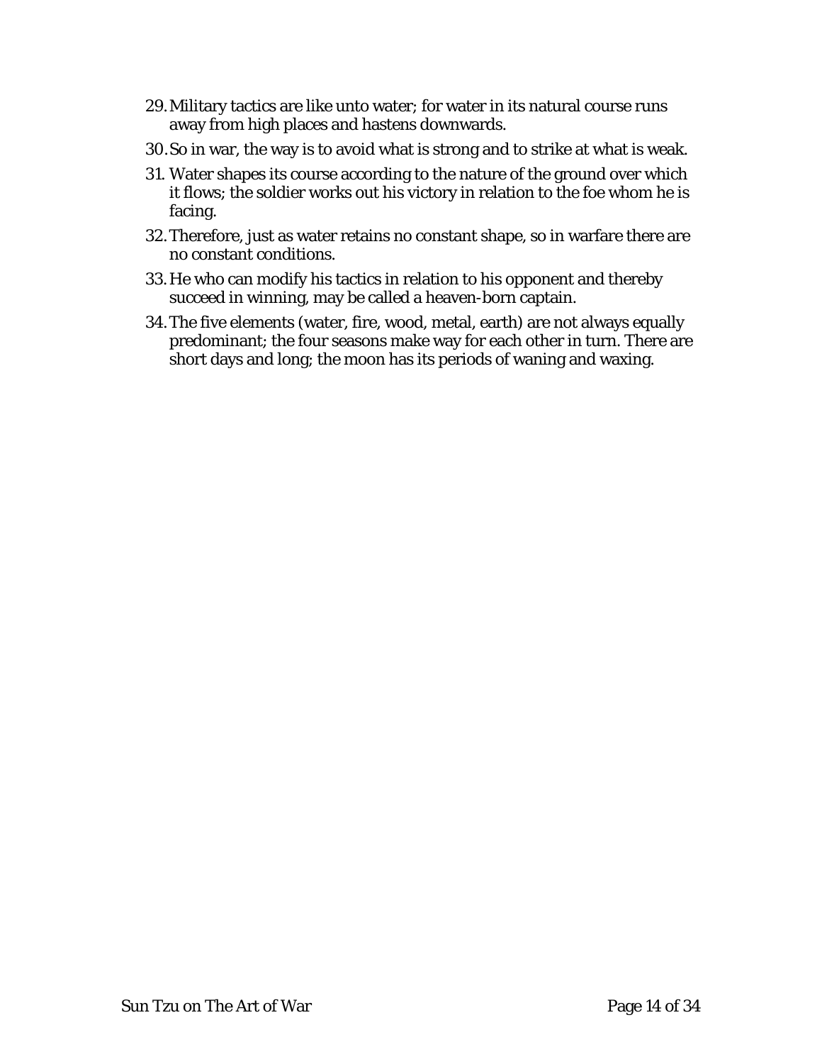29. Military tactics are like unto water; for water in its natural course runs away from high places and hastens downwards.
30. So in war, the way is to avoid what is strong and to strike at what is weak.
31. Water shapes its course according to the nature of the ground over which it flows; the soldier works out his victory in relation to the foe whom he is facing.
32. Therefore, just as water retains no constant shape, so in warfare there are no constant conditions.
33. He who can modify his tactics in relation to his opponent and thereby succeed in winning, may be called a heaven-born captain.
34. The five elements (water, fire, wood, metal, earth) are not always equally predominant; the four seasons make way for each other in turn. There are short days and long; the moon has its periods of waning and waxing.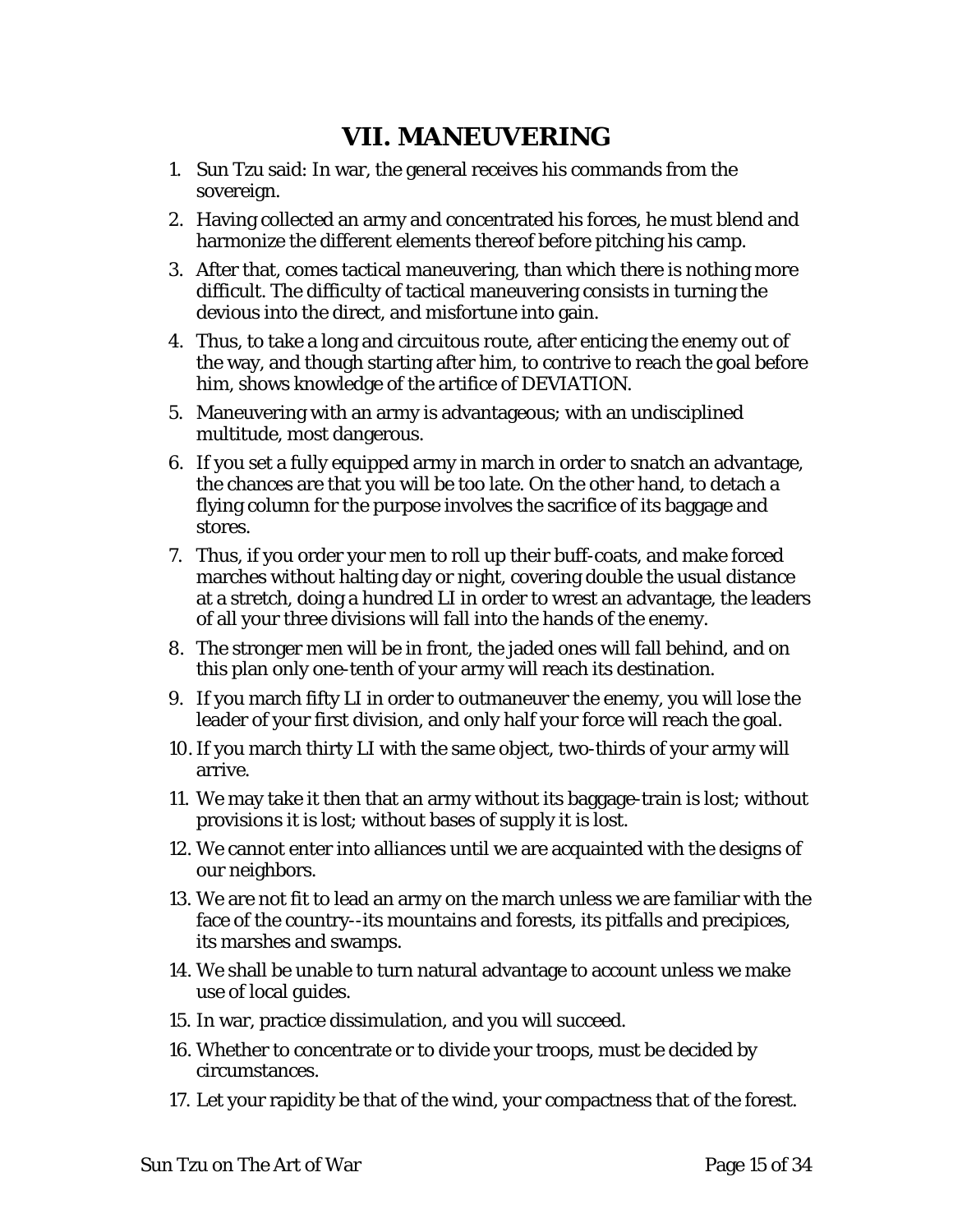# VII. MANEUVERING

1. Sun Tzu said: In war, the general receives his commands from the sovereign.
2. Having collected an army and concentrated his forces, he must blend and harmonize the different elements thereof before pitching his camp.
3. After that, comes tactical maneuvering, than which there is nothing more difficult. The difficulty of tactical maneuvering consists in turning the devious into the direct, and misfortune into gain.
4. Thus, to take a long and circuitous route, after enticing the enemy out of the way, and though starting after him, to contrive to reach the goal before him, shows knowledge of the artifice of DEVIATION.
5. Maneuvering with an army is advantageous; with an undisciplined multitude, most dangerous.
6. If you set a fully equipped army in march in order to snatch an advantage, the chances are that you will be too late. On the other hand, to detach a flying column for the purpose involves the sacrifice of its baggage and stores.
7. Thus, if you order your men to roll up their buff-coats, and make forced marches without halting day or night, covering double the usual distance at a stretch, doing a hundred LI in order to wrest an advantage, the leaders of all your three divisions will fall into the hands of the enemy.
8. The stronger men will be in front, the jaded ones will fall behind, and on this plan only one-tenth of your army will reach its destination.
9. If you march fifty LI in order to outmaneuver the enemy, you will lose the leader of your first division, and only half your force will reach the goal.
10. If you march thirty LI with the same object, two-thirds of your army will arrive.
11. We may take it then that an army without its baggage-train is lost; without provisions it is lost; without bases of supply it is lost.
12. We cannot enter into alliances until we are acquainted with the designs of our neighbors.
13. We are not fit to lead an army on the march unless we are familiar with the face of the country--its mountains and forests, its pitfalls and precipices, its marshes and swamps.
14. We shall be unable to turn natural advantage to account unless we make use of local guides.
15. In war, practice dissimulation, and you will succeed.
16. Whether to concentrate or to divide your troops, must be decided by circumstances.
17. Let your rapidity be that of the wind, your compactness that of the forest.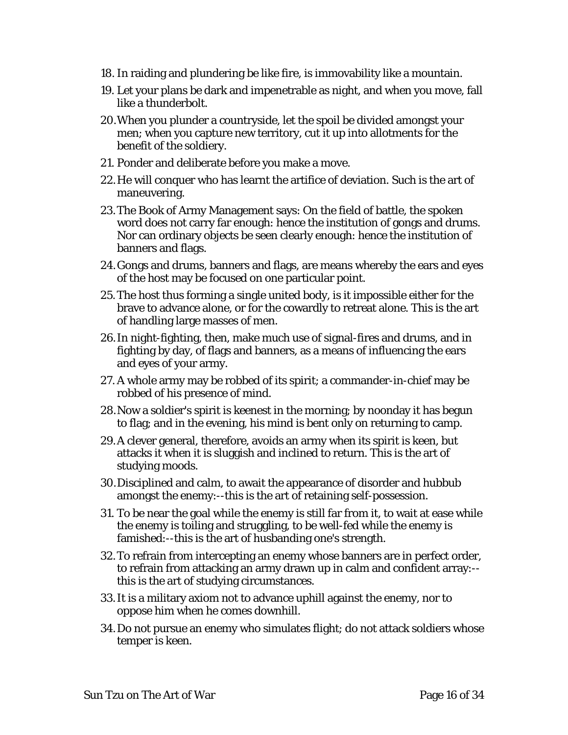18. In raiding and plundering be like fire, is immovability like a mountain.
19. Let your plans be dark and impenetrable as night, and when you move, fall like a thunderbolt.
20. When you plunder a countryside, let the spoil be divided amongst your men; when you capture new territory, cut it up into allotments for the benefit of the soldiery.
21. Ponder and deliberate before you make a move.
22. He will conquer who has learnt the artifice of deviation. Such is the art of maneuvering.
23. The Book of Army Management says: On the field of battle, the spoken word does not carry far enough: hence the institution of gongs and drums. Nor can ordinary objects be seen clearly enough: hence the institution of banners and flags.
24. Gongs and drums, banners and flags, are means whereby the ears and eyes of the host may be focused on one particular point.
25. The host thus forming a single united body, is it impossible either for the brave to advance alone, or for the cowardly to retreat alone. This is the art of handling large masses of men.
26. In night-fighting, then, make much use of signal-fires and drums, and in fighting by day, of flags and banners, as a means of influencing the ears and eyes of your army.
27. A whole army may be robbed of its spirit; a commander-in-chief may be robbed of his presence of mind.
28. Now a soldier's spirit is keenest in the morning; by noonday it has begun to flag; and in the evening, his mind is bent only on returning to camp.
29. A clever general, therefore, avoids an army when its spirit is keen, but attacks it when it is sluggish and inclined to return. This is the art of studying moods.
30. Disciplined and calm, to await the appearance of disorder and hubbub amongst the enemy:--this is the art of retaining self-possession.
31. To be near the goal while the enemy is still far from it, to wait at ease while the enemy is toiling and struggling, to be well-fed while the enemy is famished:--this is the art of husbanding one's strength.
32. To refrain from intercepting an enemy whose banners are in perfect order, to refrain from attacking an army drawn up in calm and confident array:--this is the art of studying circumstances.
33. It is a military axiom not to advance uphill against the enemy, nor to oppose him when he comes downhill.
34. Do not pursue an enemy who simulates flight; do not attack soldiers whose temper is keen.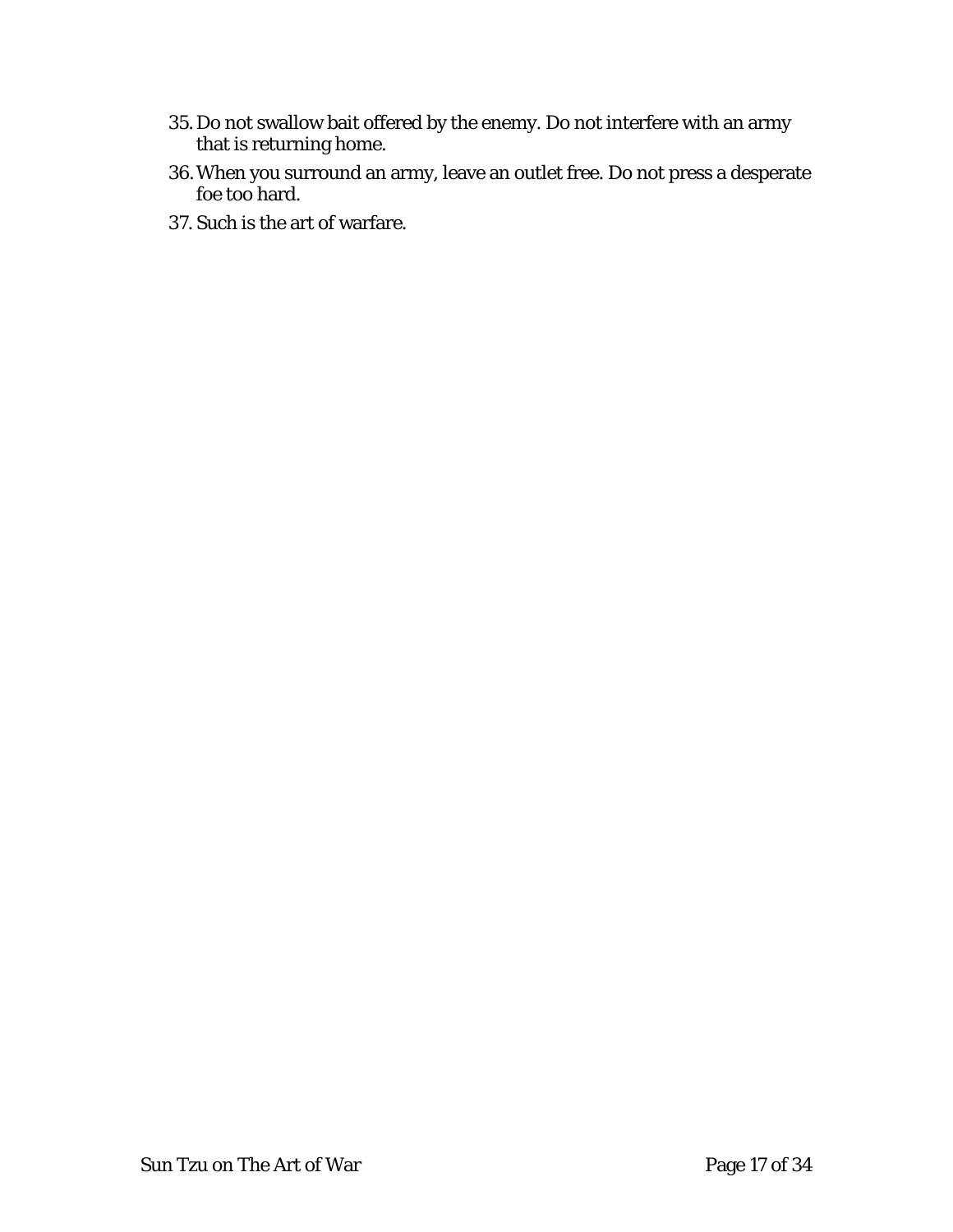35. Do not swallow bait offered by the enemy. Do not interfere with an army that is returning home.
36. When you surround an army, leave an outlet free. Do not press a desperate foe too hard.
37. Such is the art of warfare.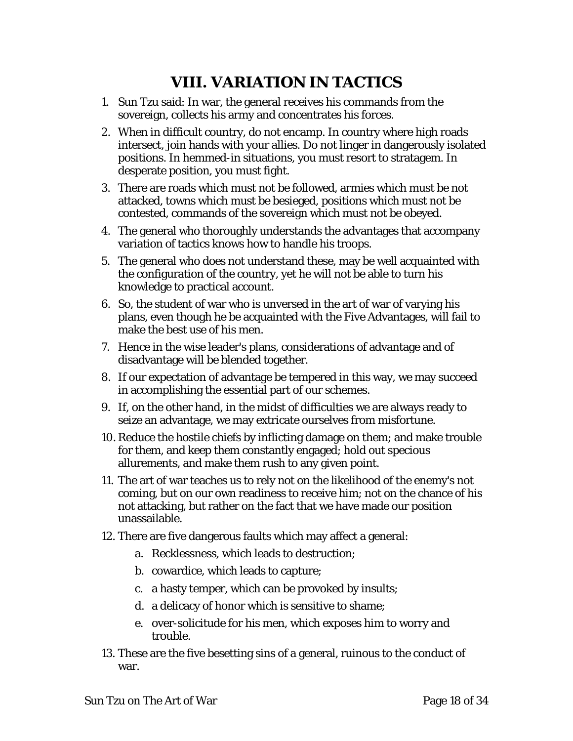# VIII. VARIATION IN TACTICS

1. Sun Tzu said: In war, the general receives his commands from the sovereign, collects his army and concentrates his forces.
2. When in difficult country, do not encamp. In country where high roads intersect, join hands with your allies. Do not linger in dangerously isolated positions. In hemmed-in situations, you must resort to stratagem. In desperate position, you must fight.
3. There are roads which must not be followed, armies which must be not attacked, towns which must be besieged, positions which must not be contested, commands of the sovereign which must not be obeyed.
4. The general who thoroughly understands the advantages that accompany variation of tactics knows how to handle his troops.
5. The general who does not understand these, may be well acquainted with the configuration of the country, yet he will not be able to turn his knowledge to practical account.
6. So, the student of war who is unversed in the art of war of varying his plans, even though he be acquainted with the Five Advantages, will fail to make the best use of his men.
7. Hence in the wise leader's plans, considerations of advantage and of disadvantage will be blended together.
8. If our expectation of advantage be tempered in this way, we may succeed in accomplishing the essential part of our schemes.
9. If, on the other hand, in the midst of difficulties we are always ready to seize an advantage, we may extricate ourselves from misfortune.
10. Reduce the hostile chiefs by inflicting damage on them; and make trouble for them, and keep them constantly engaged; hold out specious allurements, and make them rush to any given point.
11. The art of war teaches us to rely not on the likelihood of the enemy's not coming, but on our own readiness to receive him; not on the chance of his not attacking, but rather on the fact that we have made our position unassailable.
12. There are five dangerous faults which may affect a general:
    a. Recklessness, which leads to destruction;
    b. cowardice, which leads to capture;
    c. a hasty temper, which can be provoked by insults;
    d. a delicacy of honor which is sensitive to shame;
    e. over-solicitude for his men, which exposes him to worry and trouble.
13. These are the five besetting sins of a general, ruinous to the conduct of war.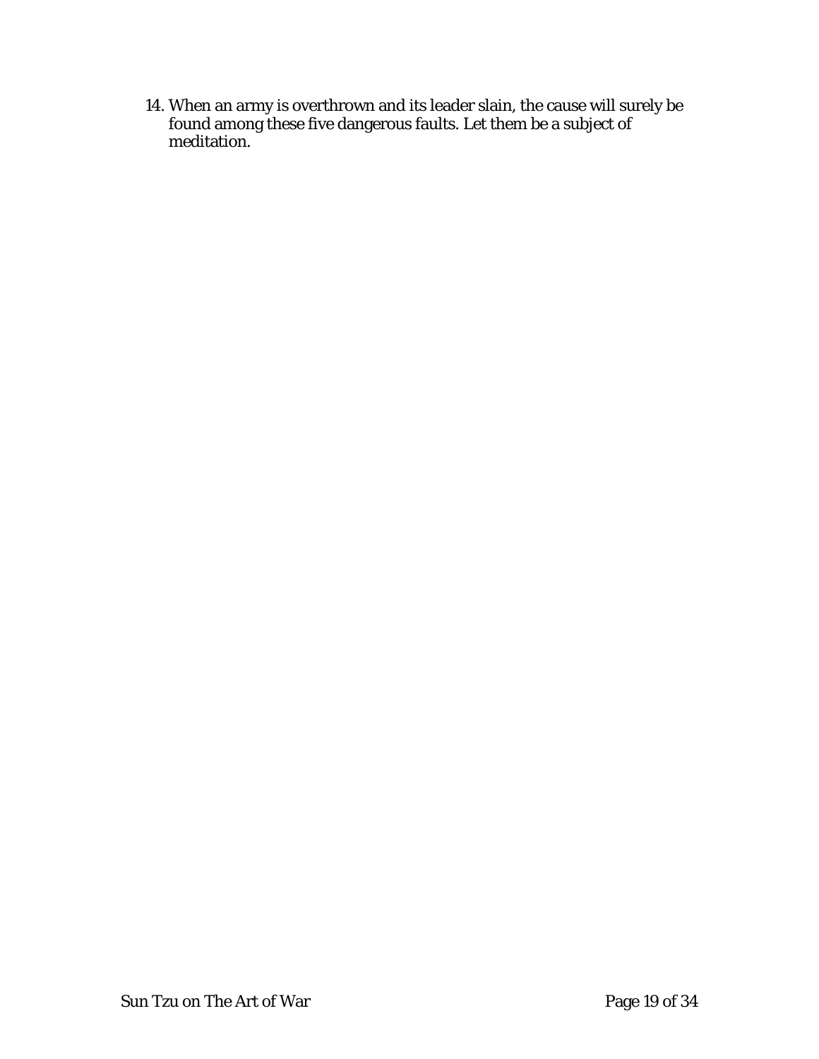14. When an army is overthrown and its leader slain, the cause will surely be found among these five dangerous faults. Let them be a subject of meditation.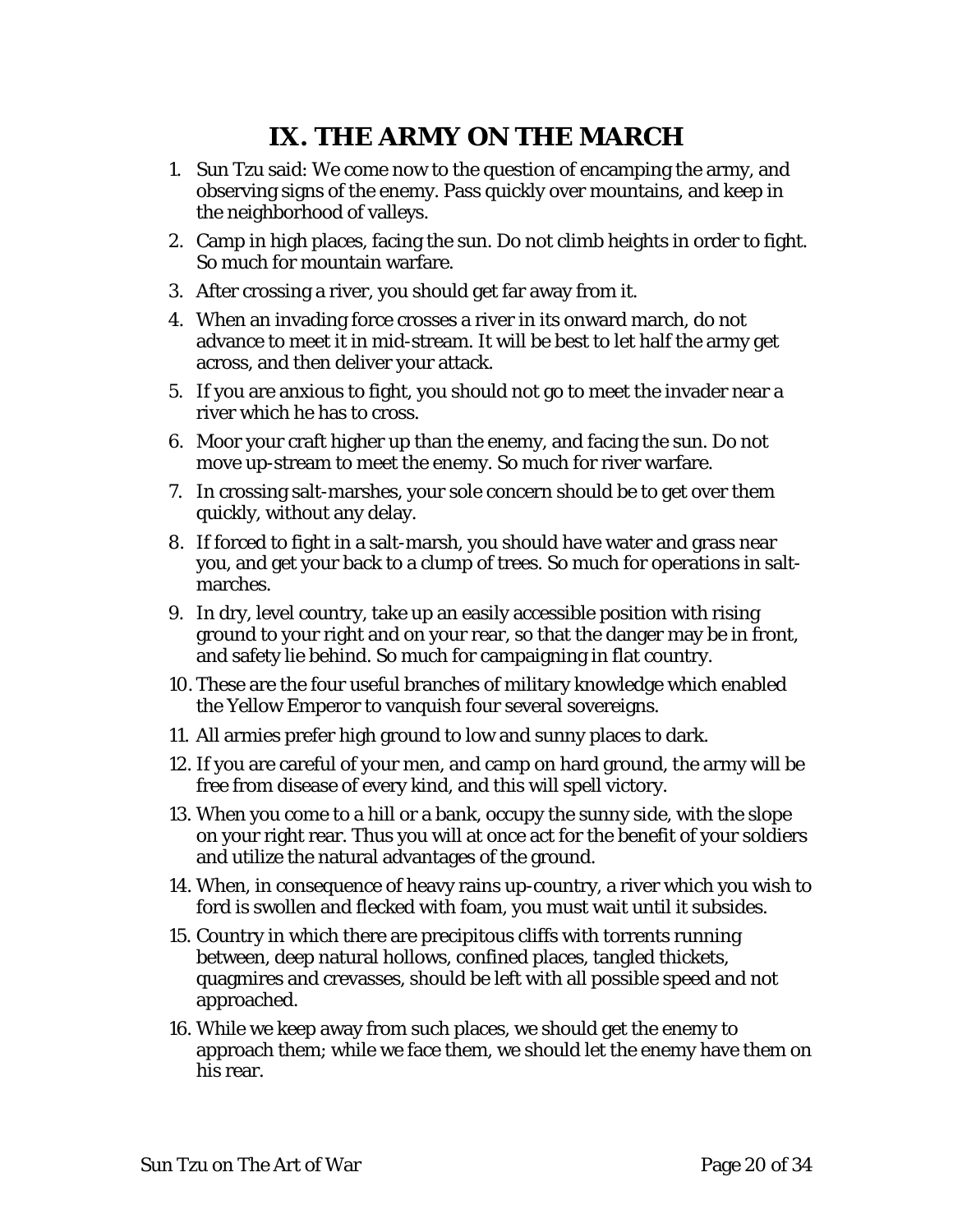# IX. THE ARMY ON THE MARCH

1. Sun Tzu said: We come now to the question of encamping the army, and observing signs of the enemy. Pass quickly over mountains, and keep in the neighborhood of valleys.
2. Camp in high places, facing the sun. Do not climb heights in order to fight. So much for mountain warfare.
3. After crossing a river, you should get far away from it.
4. When an invading force crosses a river in its onward march, do not advance to meet it in mid-stream. It will be best to let half the army get across, and then deliver your attack.
5. If you are anxious to fight, you should not go to meet the invader near a river which he has to cross.
6. Moor your craft higher up than the enemy, and facing the sun. Do not move up-stream to meet the enemy. So much for river warfare.
7. In crossing salt-marshes, your sole concern should be to get over them quickly, without any delay.
8. If forced to fight in a salt-marsh, you should have water and grass near you, and get your back to a clump of trees. So much for operations in salt-marches.
9. In dry, level country, take up an easily accessible position with rising ground to your right and on your rear, so that the danger may be in front, and safety lie behind. So much for campaigning in flat country.
10. These are the four useful branches of military knowledge which enabled the Yellow Emperor to vanquish four several sovereigns.
11. All armies prefer high ground to low and sunny places to dark.
12. If you are careful of your men, and camp on hard ground, the army will be free from disease of every kind, and this will spell victory.
13. When you come to a hill or a bank, occupy the sunny side, with the slope on your right rear. Thus you will at once act for the benefit of your soldiers and utilize the natural advantages of the ground.
14. When, in consequence of heavy rains up-country, a river which you wish to ford is swollen and flecked with foam, you must wait until it subsides.
15. Country in which there are precipitous cliffs with torrents running between, deep natural hollows, confined places, tangled thickets, quagmires and crevasses, should be left with all possible speed and not approached.
16. While we keep away from such places, we should get the enemy to approach them; while we face them, we should let the enemy have them on his rear.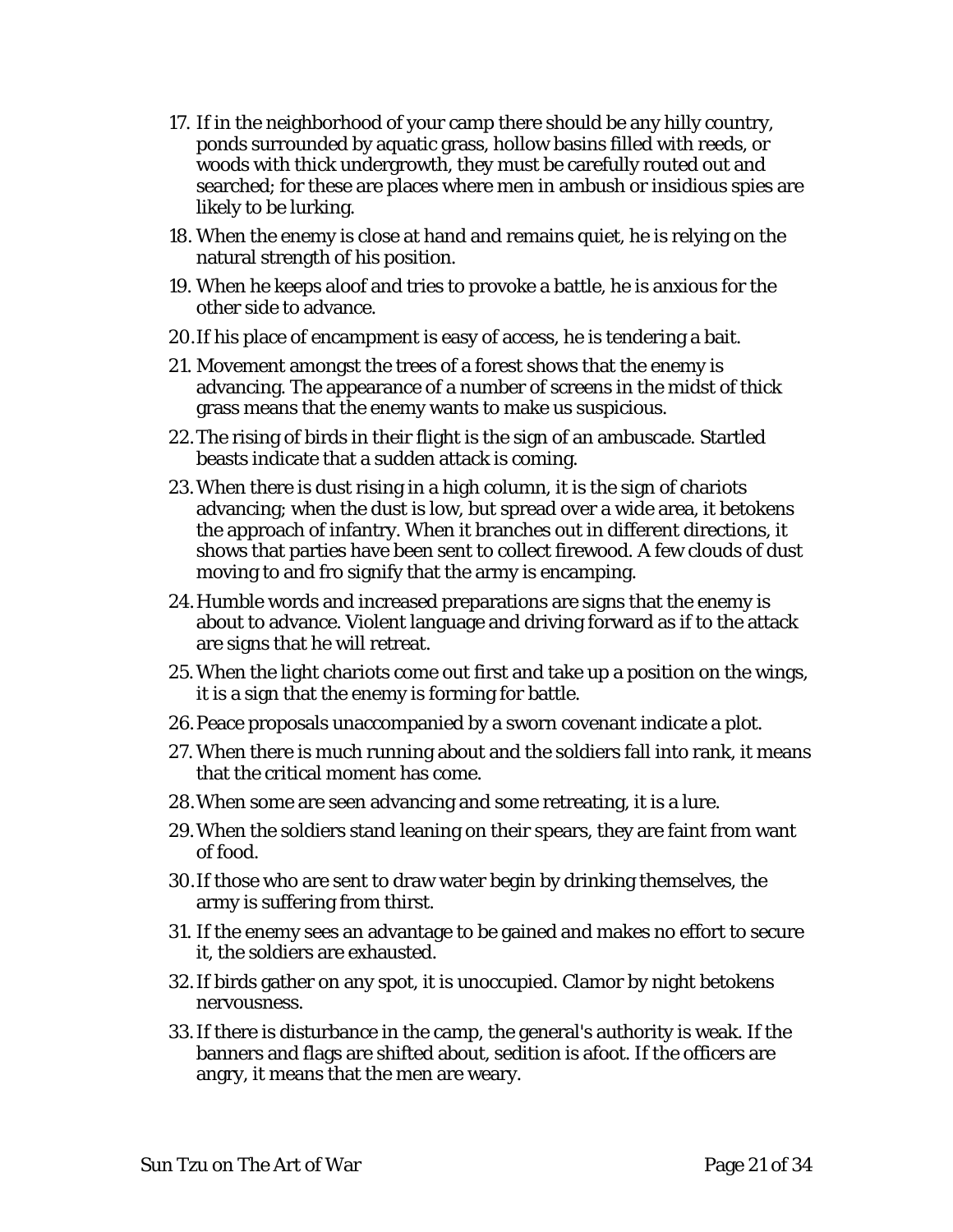17. If in the neighborhood of your camp there should be any hilly country, ponds surrounded by aquatic grass, hollow basins filled with reeds, or woods with thick undergrowth, they must be carefully routed out and searched; for these are places where men in ambush or insidious spies are likely to be lurking.
18. When the enemy is close at hand and remains quiet, he is relying on the natural strength of his position.
19. When he keeps aloof and tries to provoke a battle, he is anxious for the other side to advance.
20. If his place of encampment is easy of access, he is tendering a bait.
21. Movement amongst the trees of a forest shows that the enemy is advancing. The appearance of a number of screens in the midst of thick grass means that the enemy wants to make us suspicious.
22. The rising of birds in their flight is the sign of an ambuscade. Startled beasts indicate that a sudden attack is coming.
23. When there is dust rising in a high column, it is the sign of chariots advancing; when the dust is low, but spread over a wide area, it betokens the approach of infantry. When it branches out in different directions, it shows that parties have been sent to collect firewood. A few clouds of dust moving to and fro signify that the army is encamping.
24. Humble words and increased preparations are signs that the enemy is about to advance. Violent language and driving forward as if to the attack are signs that he will retreat.
25. When the light chariots come out first and take up a position on the wings, it is a sign that the enemy is forming for battle.
26. Peace proposals unaccompanied by a sworn covenant indicate a plot.
27. When there is much running about and the soldiers fall into rank, it means that the critical moment has come.
28. When some are seen advancing and some retreating, it is a lure.
29. When the soldiers stand leaning on their spears, they are faint from want of food.
30. If those who are sent to draw water begin by drinking themselves, the army is suffering from thirst.
31. If the enemy sees an advantage to be gained and makes no effort to secure it, the soldiers are exhausted.
32. If birds gather on any spot, it is unoccupied. Clamor by night betokens nervousness.
33. If there is disturbance in the camp, the general's authority is weak. If the banners and flags are shifted about, sedition is afoot. If the officers are angry, it means that the men are weary.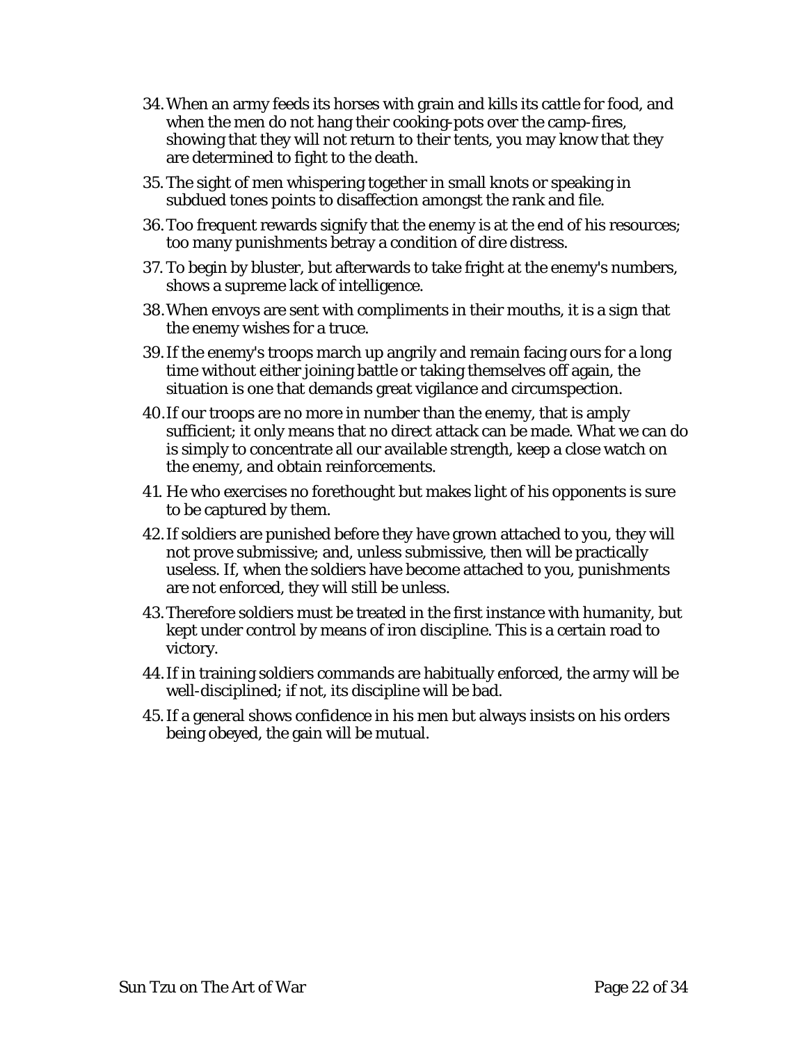34. When an army feeds its horses with grain and kills its cattle for food, and when the men do not hang their cooking-pots over the camp-fires, showing that they will not return to their tents, you may know that they are determined to fight to the death.

35. The sight of men whispering together in small knots or speaking in subdued tones points to disaffection amongst the rank and file.

36. Too frequent rewards signify that the enemy is at the end of his resources; too many punishments betray a condition of dire distress.

37. To begin by bluster, but afterwards to take fright at the enemy's numbers, shows a supreme lack of intelligence.

38. When envoys are sent with compliments in their mouths, it is a sign that the enemy wishes for a truce.

39. If the enemy's troops march up angrily and remain facing ours for a long time without either joining battle or taking themselves off again, the situation is one that demands great vigilance and circumspection.

40. If our troops are no more in number than the enemy, that is amply sufficient; it only means that no direct attack can be made. What we can do is simply to concentrate all our available strength, keep a close watch on the enemy, and obtain reinforcements.

41. He who exercises no forethought but makes light of his opponents is sure to be captured by them.

42. If soldiers are punished before they have grown attached to you, they will not prove submissive; and, unless submissive, then will be practically useless. If, when the soldiers have become attached to you, punishments are not enforced, they will still be unless.

43. Therefore soldiers must be treated in the first instance with humanity, but kept under control by means of iron discipline. This is a certain road to victory.

44. If in training soldiers commands are habitually enforced, the army will be well-disciplined; if not, its discipline will be bad.

45. If a general shows confidence in his men but always insists on his orders being obeyed, the gain will be mutual.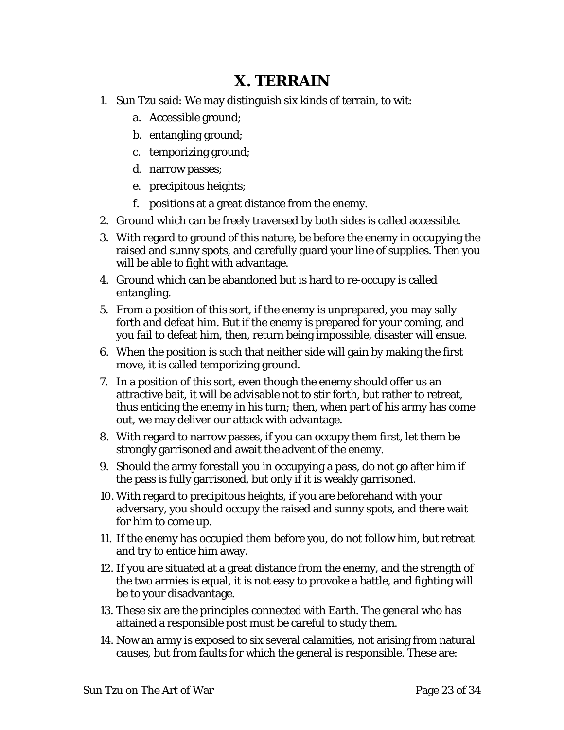# X. TERRAIN

1. Sun Tzu said: We may distinguish six kinds of terrain, to wit:
   a. Accessible ground;
   b. entangling ground;
   c. temporizing ground;
   d. narrow passes;
   e. precipitous heights;
   f. positions at a great distance from the enemy.
2. Ground which can be freely traversed by both sides is called accessible.
3. With regard to ground of this nature, be before the enemy in occupying the raised and sunny spots, and carefully guard your line of supplies. Then you will be able to fight with advantage.
4. Ground which can be abandoned but is hard to re-occupy is called entangling.
5. From a position of this sort, if the enemy is unprepared, you may sally forth and defeat him. But if the enemy is prepared for your coming, and you fail to defeat him, then, return being impossible, disaster will ensue.
6. When the position is such that neither side will gain by making the first move, it is called temporizing ground.
7. In a position of this sort, even though the enemy should offer us an attractive bait, it will be advisable not to stir forth, but rather to retreat, thus enticing the enemy in his turn; then, when part of his army has come out, we may deliver our attack with advantage.
8. With regard to narrow passes, if you can occupy them first, let them be strongly garrisoned and await the advent of the enemy.
9. Should the army forestall you in occupying a pass, do not go after him if the pass is fully garrisoned, but only if it is weakly garrisoned.
10. With regard to precipitous heights, if you are beforehand with your adversary, you should occupy the raised and sunny spots, and there wait for him to come up.
11. If the enemy has occupied them before you, do not follow him, but retreat and try to entice him away.
12. If you are situated at a great distance from the enemy, and the strength of the two armies is equal, it is not easy to provoke a battle, and fighting will be to your disadvantage.
13. These six are the principles connected with Earth. The general who has attained a responsible post must be careful to study them.
14. Now an army is exposed to six several calamities, not arising from natural causes, but from faults for which the general is responsible. These are: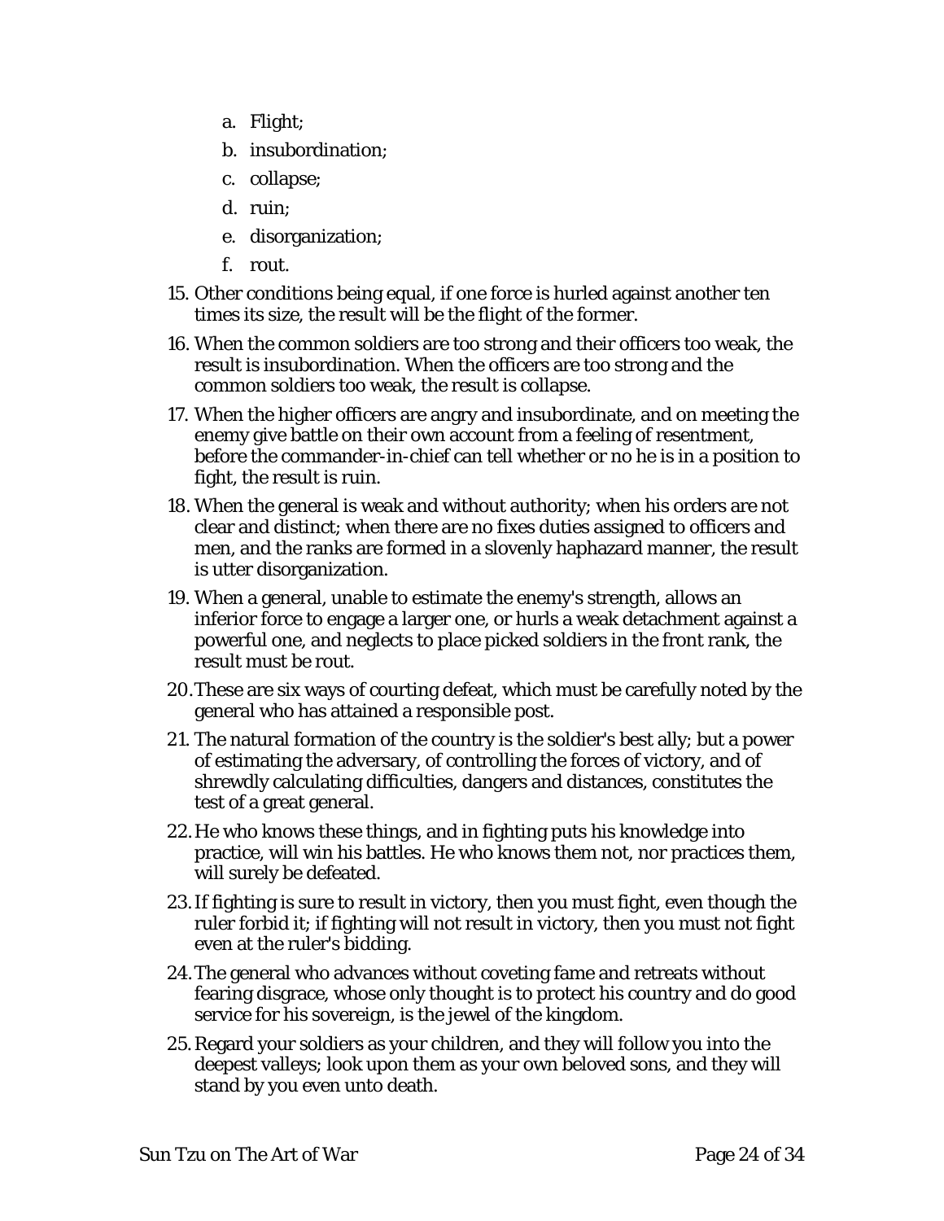a. Flight;
   b. insubordination;
   c. collapse;
   d. ruin;
   e. disorganization;
   f. rout.

15. Other conditions being equal, if one force is hurled against another ten times its size, the result will be the flight of the former.
16. When the common soldiers are too strong and their officers too weak, the result is insubordination. When the officers are too strong and the common soldiers too weak, the result is collapse.
17. When the higher officers are angry and insubordinate, and on meeting the enemy give battle on their own account from a feeling of resentment, before the commander-in-chief can tell whether or no he is in a position to fight, the result is ruin.
18. When the general is weak and without authority; when his orders are not clear and distinct; when there are no fixes duties assigned to officers and men, and the ranks are formed in a slovenly haphazard manner, the result is utter disorganization.
19. When a general, unable to estimate the enemy's strength, allows an inferior force to engage a larger one, or hurls a weak detachment against a powerful one, and neglects to place picked soldiers in the front rank, the result must be rout.
20. These are six ways of courting defeat, which must be carefully noted by the general who has attained a responsible post.
21. The natural formation of the country is the soldier's best ally; but a power of estimating the adversary, of controlling the forces of victory, and of shrewdly calculating difficulties, dangers and distances, constitutes the test of a great general.
22. He who knows these things, and in fighting puts his knowledge into practice, will win his battles. He who knows them not, nor practices them, will surely be defeated.
23. If fighting is sure to result in victory, then you must fight, even though the ruler forbid it; if fighting will not result in victory, then you must not fight even at the ruler's bidding.
24. The general who advances without coveting fame and retreats without fearing disgrace, whose only thought is to protect his country and do good service for his sovereign, is the jewel of the kingdom.
25. Regard your soldiers as your children, and they will follow you into the deepest valleys; look upon them as your own beloved sons, and they will stand by you even unto death.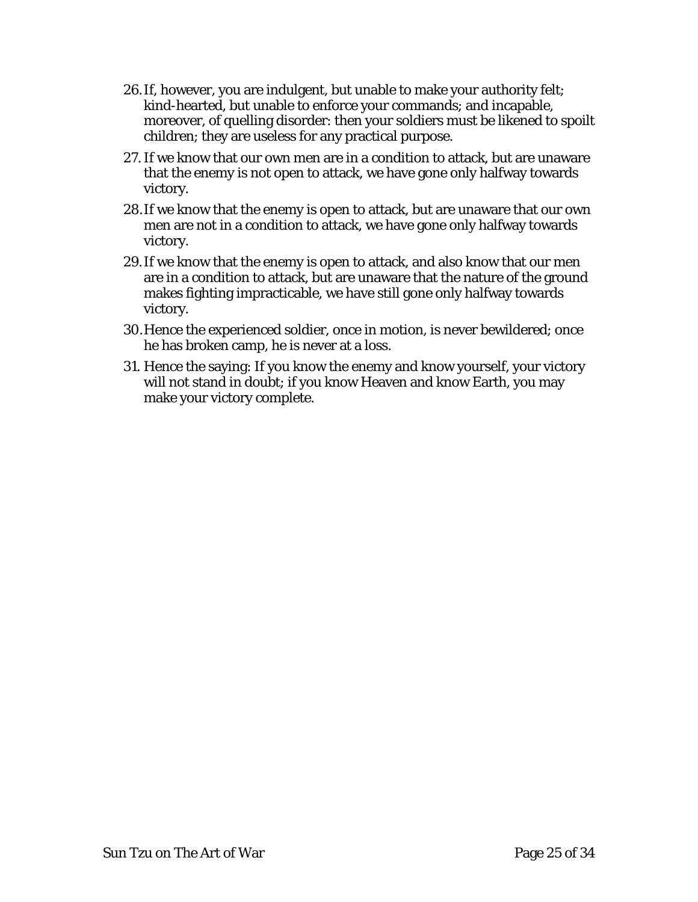26. If, however, you are indulgent, but unable to make your authority felt; kind-hearted, but unable to enforce your commands; and incapable, moreover, of quelling disorder: then your soldiers must be likened to spoilt children; they are useless for any practical purpose.
27. If we know that our own men are in a condition to attack, but are unaware that the enemy is not open to attack, we have gone only halfway towards victory.
28. If we know that the enemy is open to attack, but are unaware that our own men are not in a condition to attack, we have gone only halfway towards victory.
29. If we know that the enemy is open to attack, and also know that our men are in a condition to attack, but are unaware that the nature of the ground makes fighting impracticable, we have still gone only halfway towards victory.
30. Hence the experienced soldier, once in motion, is never bewildered; once he has broken camp, he is never at a loss.
31. Hence the saying: If you know the enemy and know yourself, your victory will not stand in doubt; if you know Heaven and know Earth, you may make your victory complete.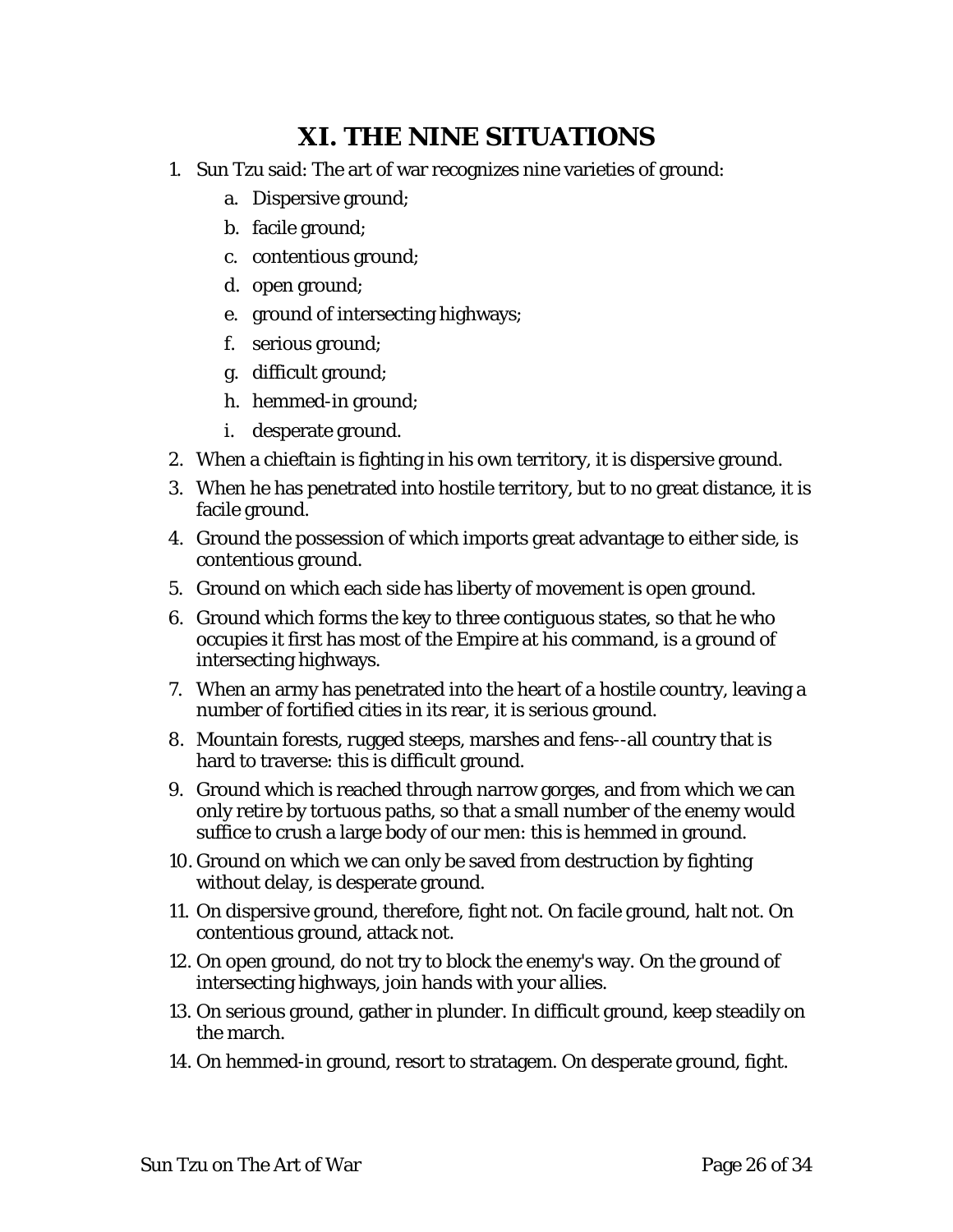# XI. THE NINE SITUATIONS

1. Sun Tzu said: The art of war recognizes nine varieties of ground:
    a. Dispersive ground;
    b. facile ground;
    c. contentious ground;
    d. open ground;
    e. ground of intersecting highways;
    f. serious ground;
    g. difficult ground;
    h. hemmed-in ground;
    i. desperate ground.
2. When a chieftain is fighting in his own territory, it is dispersive ground.
3. When he has penetrated into hostile territory, but to no great distance, it is facile ground.
4. Ground the possession of which imports great advantage to either side, is contentious ground.
5. Ground on which each side has liberty of movement is open ground.
6. Ground which forms the key to three contiguous states, so that he who occupies it first has most of the Empire at his command, is a ground of intersecting highways.
7. When an army has penetrated into the heart of a hostile country, leaving a number of fortified cities in its rear, it is serious ground.
8. Mountain forests, rugged steeps, marshes and fens--all country that is hard to traverse: this is difficult ground.
9. Ground which is reached through narrow gorges, and from which we can only retire by tortuous paths, so that a small number of the enemy would suffice to crush a large body of our men: this is hemmed in ground.
10. Ground on which we can only be saved from destruction by fighting without delay, is desperate ground.
11. On dispersive ground, therefore, fight not. On facile ground, halt not. On contentious ground, attack not.
12. On open ground, do not try to block the enemy's way. On the ground of intersecting highways, join hands with your allies.
13. On serious ground, gather in plunder. In difficult ground, keep steadily on the march.
14. On hemmed-in ground, resort to stratagem. On desperate ground, fight.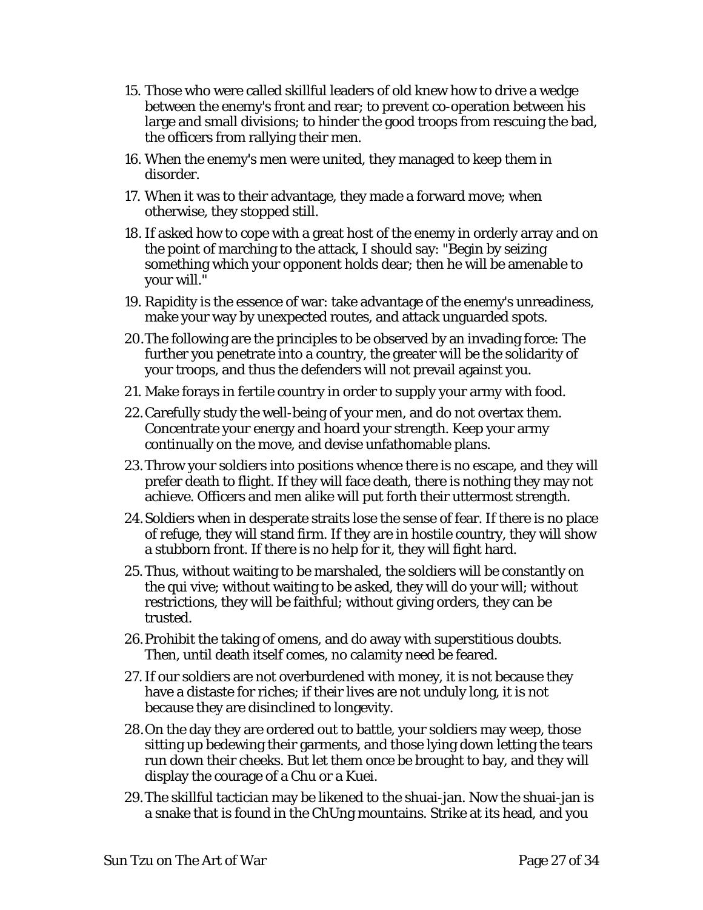15. Those who were called skillful leaders of old knew how to drive a wedge between the enemy's front and rear; to prevent co-operation between his large and small divisions; to hinder the good troops from rescuing the bad, the officers from rallying their men.

16. When the enemy's men were united, they managed to keep them in disorder.

17. When it was to their advantage, they made a forward move; when otherwise, they stopped still.

18. If asked how to cope with a great host of the enemy in orderly array and on the point of marching to the attack, I should say: "Begin by seizing something which your opponent holds dear; then he will be amenable to your will."

19. Rapidity is the essence of war: take advantage of the enemy's unreadiness, make your way by unexpected routes, and attack unguarded spots.

20. The following are the principles to be observed by an invading force: The further you penetrate into a country, the greater will be the solidarity of your troops, and thus the defenders will not prevail against you.

21. Make forays in fertile country in order to supply your army with food.

22. Carefully study the well-being of your men, and do not overtax them. Concentrate your energy and hoard your strength. Keep your army continually on the move, and devise unfathomable plans.

23. Throw your soldiers into positions whence there is no escape, and they will prefer death to flight. If they will face death, there is nothing they may not achieve. Officers and men alike will put forth their uttermost strength.

24. Soldiers when in desperate straits lose the sense of fear. If there is no place of refuge, they will stand firm. If they are in hostile country, they will show a stubborn front. If there is no help for it, they will fight hard.

25. Thus, without waiting to be marshaled, the soldiers will be constantly on the qui vive; without waiting to be asked, they will do your will; without restrictions, they will be faithful; without giving orders, they can be trusted.

26. Prohibit the taking of omens, and do away with superstitious doubts. Then, until death itself comes, no calamity need be feared.

27. If our soldiers are not overburdened with money, it is not because they have a distaste for riches; if their lives are not unduly long, it is not because they are disinclined to longevity.

28. On the day they are ordered out to battle, your soldiers may weep, those sitting up bedewing their garments, and those lying down letting the tears run down their cheeks. But let them once be brought to bay, and they will display the courage of a Chu or a Kuei.

29. The skillful tactician may be likened to the shuai-jan. Now the shuai-jan is a snake that is found in the ChUng mountains. Strike at its head, and you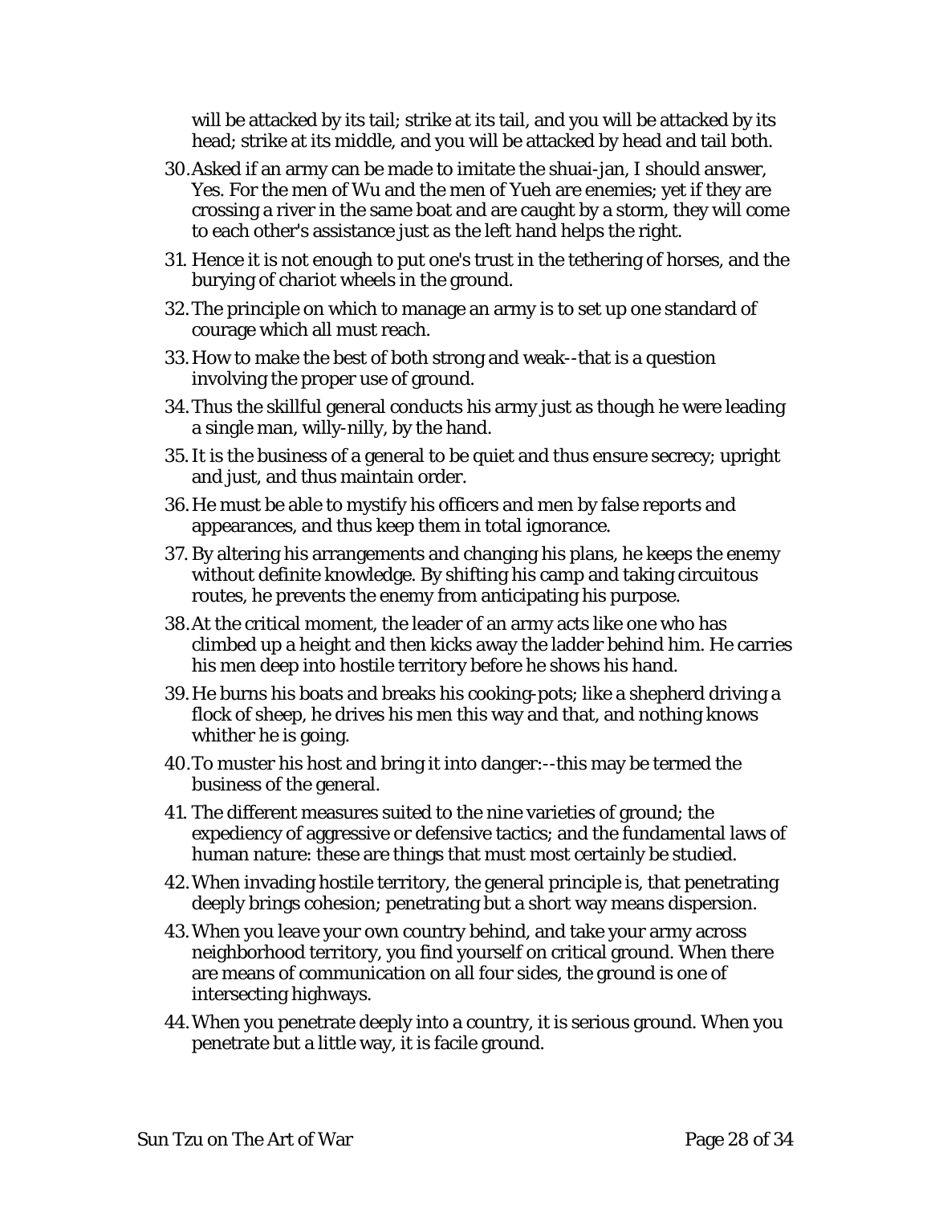will be attacked by its tail; strike at its tail, and you will be attacked by its head; strike at its middle, and you will be attacked by head and tail both.

30. Asked if an army can be made to imitate the shuai-jan, I should answer, Yes. For the men of Wu and the men of Yueh are enemies; yet if they are crossing a river in the same boat and are caught by a storm, they will come to each other's assistance just as the left hand helps the right.
31. Hence it is not enough to put one's trust in the tethering of horses, and the burying of chariot wheels in the ground.
32. The principle on which to manage an army is to set up one standard of courage which all must reach.
33. How to make the best of both strong and weak--that is a question involving the proper use of ground.
34. Thus the skillful general conducts his army just as though he were leading a single man, willy-nilly, by the hand.
35. It is the business of a general to be quiet and thus ensure secrecy; upright and just, and thus maintain order.
36. He must be able to mystify his officers and men by false reports and appearances, and thus keep them in total ignorance.
37. By altering his arrangements and changing his plans, he keeps the enemy without definite knowledge. By shifting his camp and taking circuitous routes, he prevents the enemy from anticipating his purpose.
38. At the critical moment, the leader of an army acts like one who has climbed up a height and then kicks away the ladder behind him. He carries his men deep into hostile territory before he shows his hand.
39. He burns his boats and breaks his cooking-pots; like a shepherd driving a flock of sheep, he drives his men this way and that, and nothing knows whither he is going.
40. To muster his host and bring it into danger:--this may be termed the business of the general.
41. The different measures suited to the nine varieties of ground; the expediency of aggressive or defensive tactics; and the fundamental laws of human nature: these are things that must most certainly be studied.
42. When invading hostile territory, the general principle is, that penetrating deeply brings cohesion; penetrating but a short way means dispersion.
43. When you leave your own country behind, and take your army across neighborhood territory, you find yourself on critical ground. When there are means of communication on all four sides, the ground is one of intersecting highways.
44. When you penetrate deeply into a country, it is serious ground. When you penetrate but a little way, it is facile ground.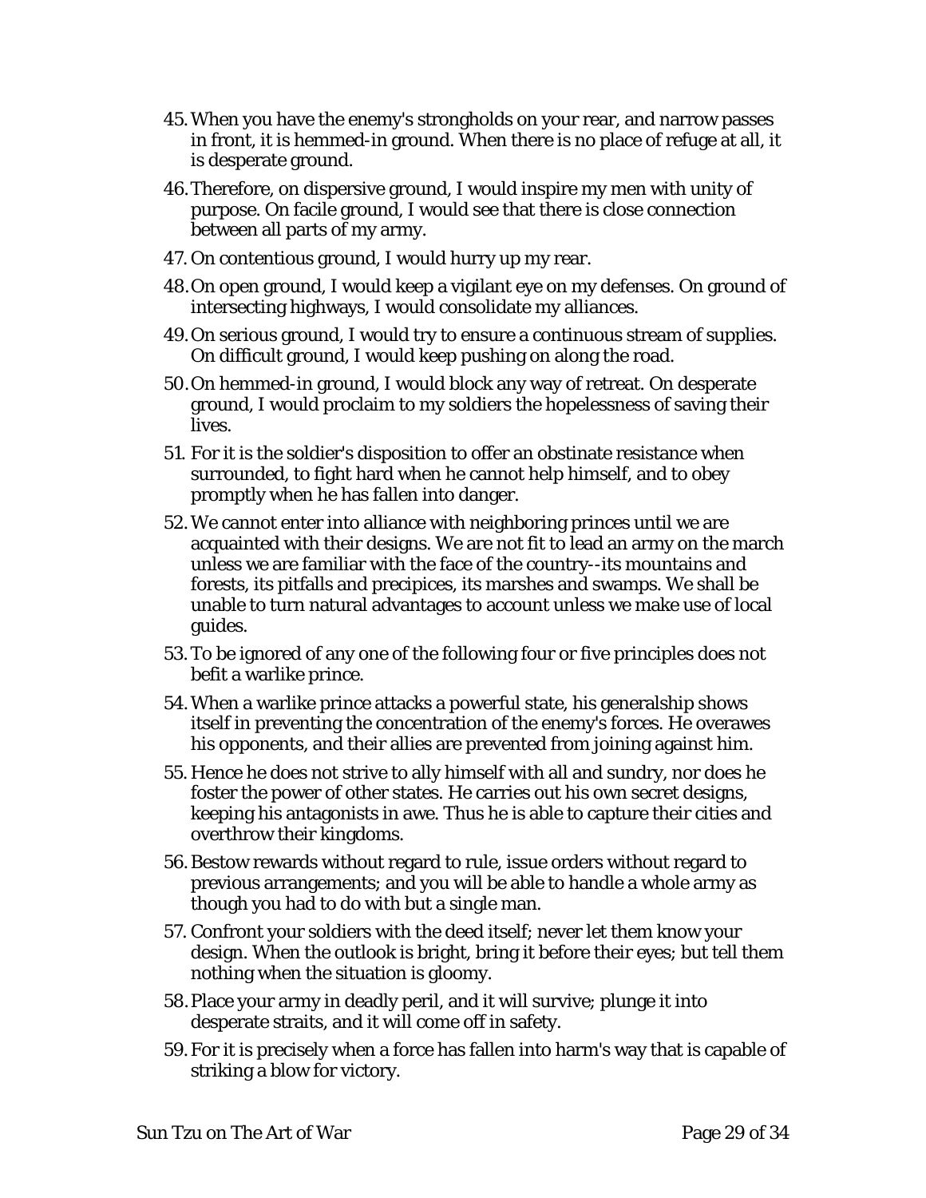45. When you have the enemy's strongholds on your rear, and narrow passes in front, it is hemmed-in ground. When there is no place of refuge at all, it is desperate ground.
46. Therefore, on dispersive ground, I would inspire my men with unity of purpose. On facile ground, I would see that there is close connection between all parts of my army.
47. On contentious ground, I would hurry up my rear.
48. On open ground, I would keep a vigilant eye on my defenses. On ground of intersecting highways, I would consolidate my alliances.
49. On serious ground, I would try to ensure a continuous stream of supplies. On difficult ground, I would keep pushing on along the road.
50. On hemmed-in ground, I would block any way of retreat. On desperate ground, I would proclaim to my soldiers the hopelessness of saving their lives.
51. For it is the soldier's disposition to offer an obstinate resistance when surrounded, to fight hard when he cannot help himself, and to obey promptly when he has fallen into danger.
52. We cannot enter into alliance with neighboring princes until we are acquainted with their designs. We are not fit to lead an army on the march unless we are familiar with the face of the country--its mountains and forests, its pitfalls and precipices, its marshes and swamps. We shall be unable to turn natural advantages to account unless we make use of local guides.
53. To be ignored of any one of the following four or five principles does not befit a warlike prince.
54. When a warlike prince attacks a powerful state, his generalship shows itself in preventing the concentration of the enemy's forces. He overawes his opponents, and their allies are prevented from joining against him.
55. Hence he does not strive to ally himself with all and sundry, nor does he foster the power of other states. He carries out his own secret designs, keeping his antagonists in awe. Thus he is able to capture their cities and overthrow their kingdoms.
56. Bestow rewards without regard to rule, issue orders without regard to previous arrangements; and you will be able to handle a whole army as though you had to do with but a single man.
57. Confront your soldiers with the deed itself; never let them know your design. When the outlook is bright, bring it before their eyes; but tell them nothing when the situation is gloomy.
58. Place your army in deadly peril, and it will survive; plunge it into desperate straits, and it will come off in safety.
59. For it is precisely when a force has fallen into harm's way that is capable of striking a blow for victory.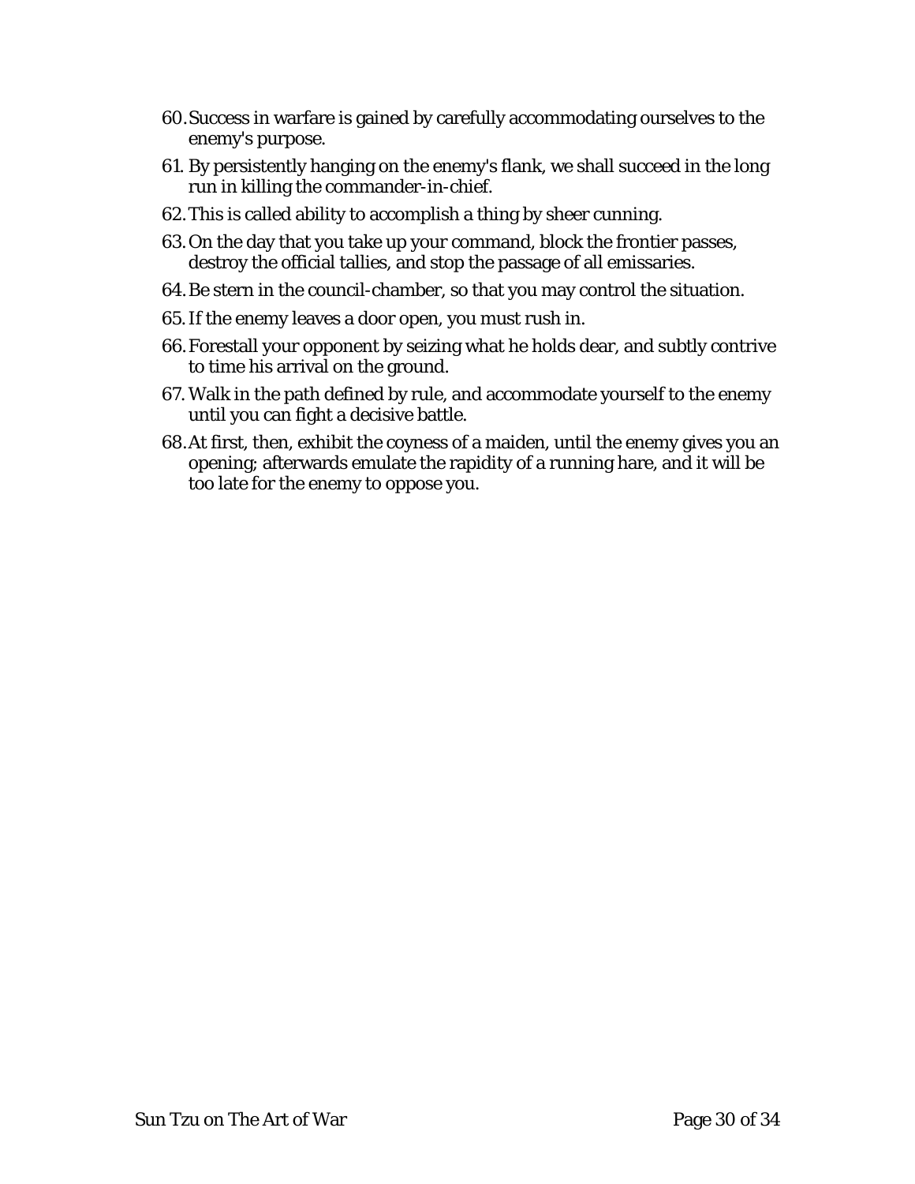60. Success in warfare is gained by carefully accommodating ourselves to the enemy's purpose.
61. By persistently hanging on the enemy's flank, we shall succeed in the long run in killing the commander-in-chief.
62. This is called ability to accomplish a thing by sheer cunning.
63. On the day that you take up your command, block the frontier passes, destroy the official tallies, and stop the passage of all emissaries.
64. Be stern in the council-chamber, so that you may control the situation.
65. If the enemy leaves a door open, you must rush in.
66. Forestall your opponent by seizing what he holds dear, and subtly contrive to time his arrival on the ground.
67. Walk in the path defined by rule, and accommodate yourself to the enemy until you can fight a decisive battle.
68. At first, then, exhibit the coyness of a maiden, until the enemy gives you an opening; afterwards emulate the rapidity of a running hare, and it will be too late for the enemy to oppose you.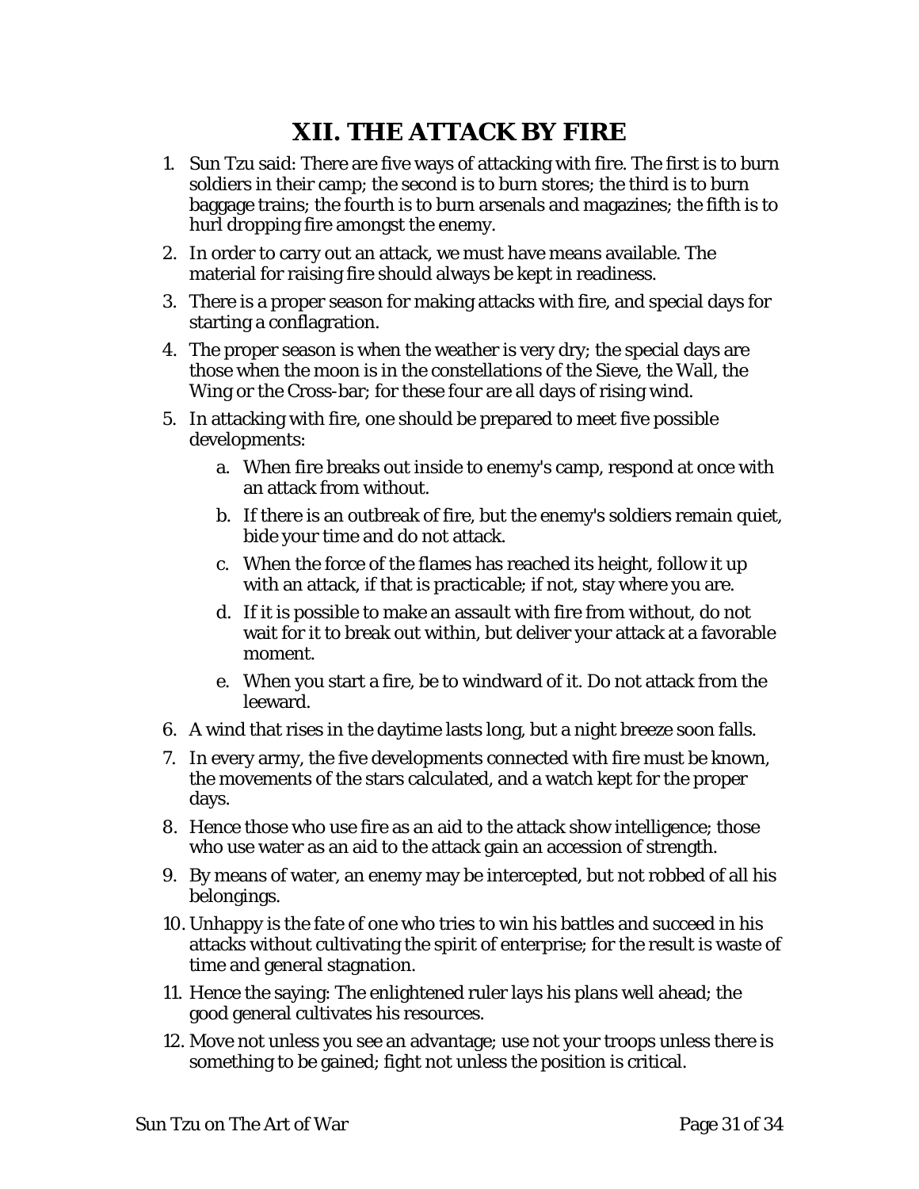# XII. THE ATTACK BY FIRE

1. Sun Tzu said: There are five ways of attacking with fire. The first is to burn soldiers in their camp; the second is to burn stores; the third is to burn baggage trains; the fourth is to burn arsenals and magazines; the fifth is to hurl dropping fire amongst the enemy.
2. In order to carry out an attack, we must have means available. The material for raising fire should always be kept in readiness.
3. There is a proper season for making attacks with fire, and special days for starting a conflagration.
4. The proper season is when the weather is very dry; the special days are those when the moon is in the constellations of the Sieve, the Wall, the Wing or the Cross-bar; for these four are all days of rising wind.
5. In attacking with fire, one should be prepared to meet five possible developments:
   a. When fire breaks out inside to enemy's camp, respond at once with an attack from without.
   b. If there is an outbreak of fire, but the enemy's soldiers remain quiet, bide your time and do not attack.
   c. When the force of the flames has reached its height, follow it up with an attack, if that is practicable; if not, stay where you are.
   d. If it is possible to make an assault with fire from without, do not wait for it to break out within, but deliver your attack at a favorable moment.
   e. When you start a fire, be to windward of it. Do not attack from the leeward.
6. A wind that rises in the daytime lasts long, but a night breeze soon falls.
7. In every army, the five developments connected with fire must be known, the movements of the stars calculated, and a watch kept for the proper days.
8. Hence those who use fire as an aid to the attack show intelligence; those who use water as an aid to the attack gain an accession of strength.
9. By means of water, an enemy may be intercepted, but not robbed of all his belongings.
10. Unhappy is the fate of one who tries to win his battles and succeed in his attacks without cultivating the spirit of enterprise; for the result is waste of time and general stagnation.
11. Hence the saying: The enlightened ruler lays his plans well ahead; the good general cultivates his resources.
12. Move not unless you see an advantage; use not your troops unless there is something to be gained; fight not unless the position is critical.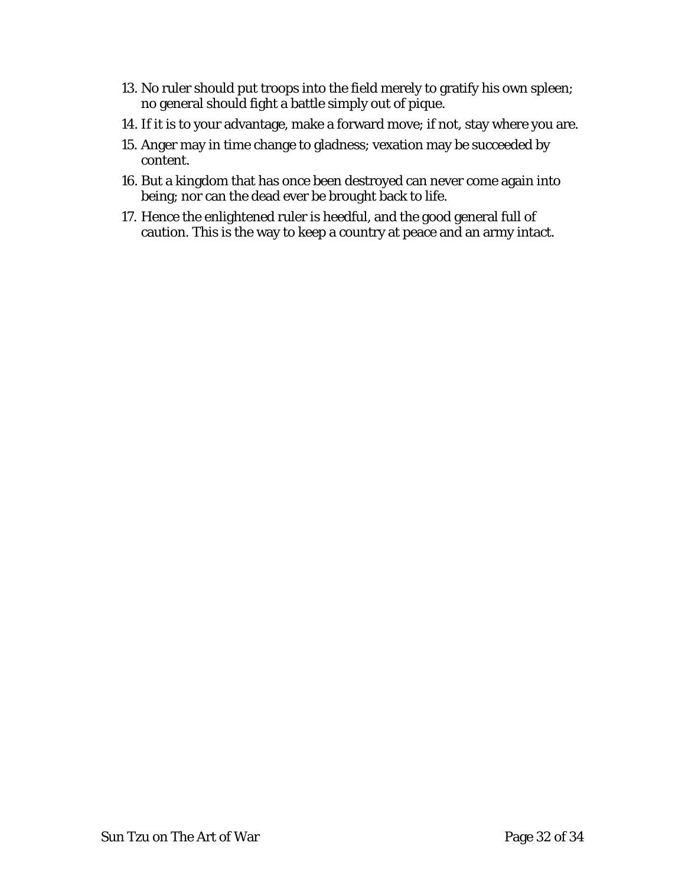13. No ruler should put troops into the field merely to gratify his own spleen; no general should fight a battle simply out of pique.
14. If it is to your advantage, make a forward move; if not, stay where you are.
15. Anger may in time change to gladness; vexation may be succeeded by content.
16. But a kingdom that has once been destroyed can never come again into being; nor can the dead ever be brought back to life.
17. Hence the enlightened ruler is heedful, and the good general full of caution. This is the way to keep a country at peace and an army intact.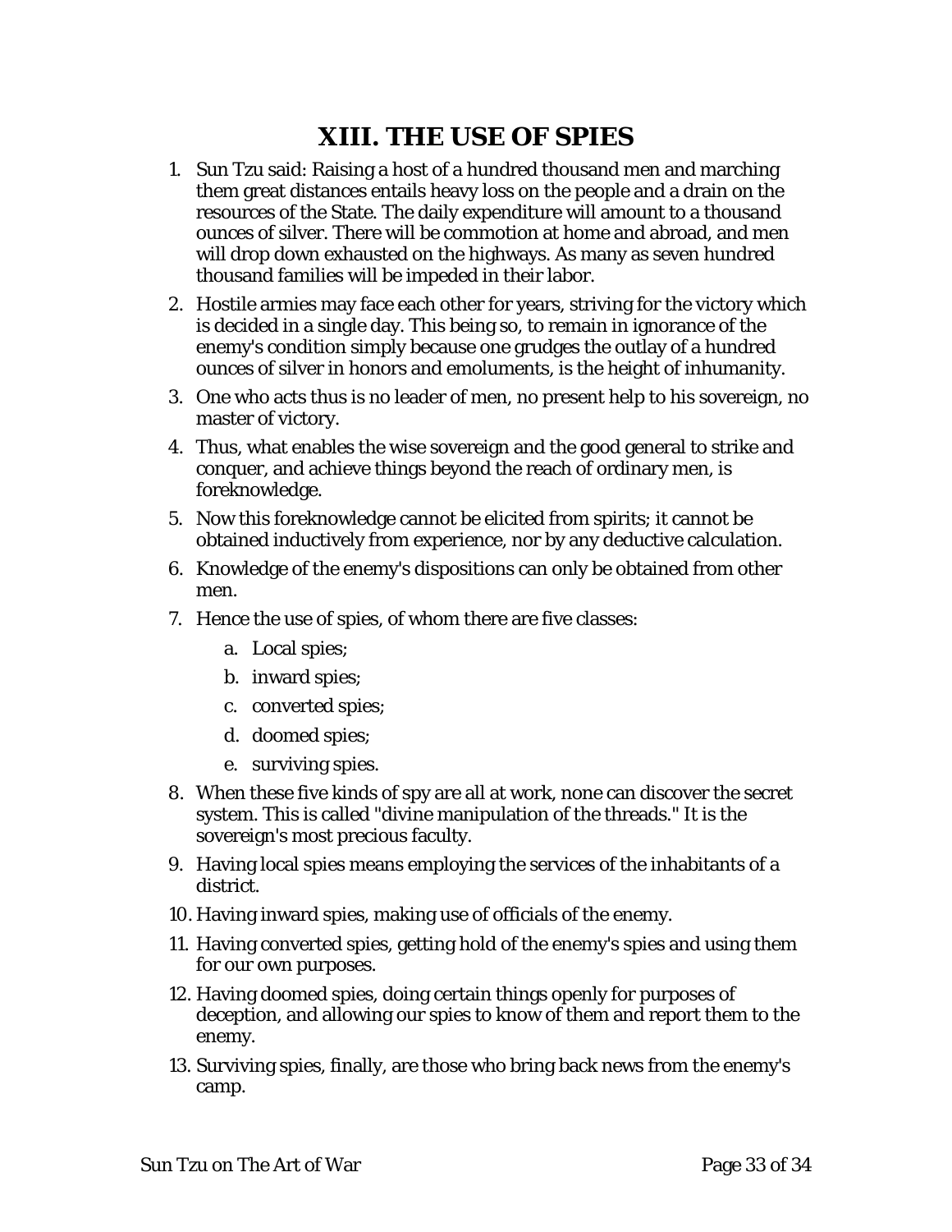# XIII. THE USE OF SPIES

1. Sun Tzu said: Raising a host of a hundred thousand men and marching them great distances entails heavy loss on the people and a drain on the resources of the State. The daily expenditure will amount to a thousand ounces of silver. There will be commotion at home and abroad, and men will drop down exhausted on the highways. As many as seven hundred thousand families will be impeded in their labor.
2. Hostile armies may face each other for years, striving for the victory which is decided in a single day. This being so, to remain in ignorance of the enemy's condition simply because one grudges the outlay of a hundred ounces of silver in honors and emoluments, is the height of inhumanity.
3. One who acts thus is no leader of men, no present help to his sovereign, no master of victory.
4. Thus, what enables the wise sovereign and the good general to strike and conquer, and achieve things beyond the reach of ordinary men, is foreknowledge.
5. Now this foreknowledge cannot be elicited from spirits; it cannot be obtained inductively from experience, nor by any deductive calculation.
6. Knowledge of the enemy's dispositions can only be obtained from other men.
7. Hence the use of spies, of whom there are five classes:
    a. Local spies;
    b. inward spies;
    c. converted spies;
    d. doomed spies;
    e. surviving spies.
8. When these five kinds of spy are all at work, none can discover the secret system. This is called "divine manipulation of the threads." It is the sovereign's most precious faculty.
9. Having local spies means employing the services of the inhabitants of a district.
10. Having inward spies, making use of officials of the enemy.
11. Having converted spies, getting hold of the enemy's spies and using them for our own purposes.
12. Having doomed spies, doing certain things openly for purposes of deception, and allowing our spies to know of them and report them to the enemy.
13. Surviving spies, finally, are those who bring back news from the enemy's camp.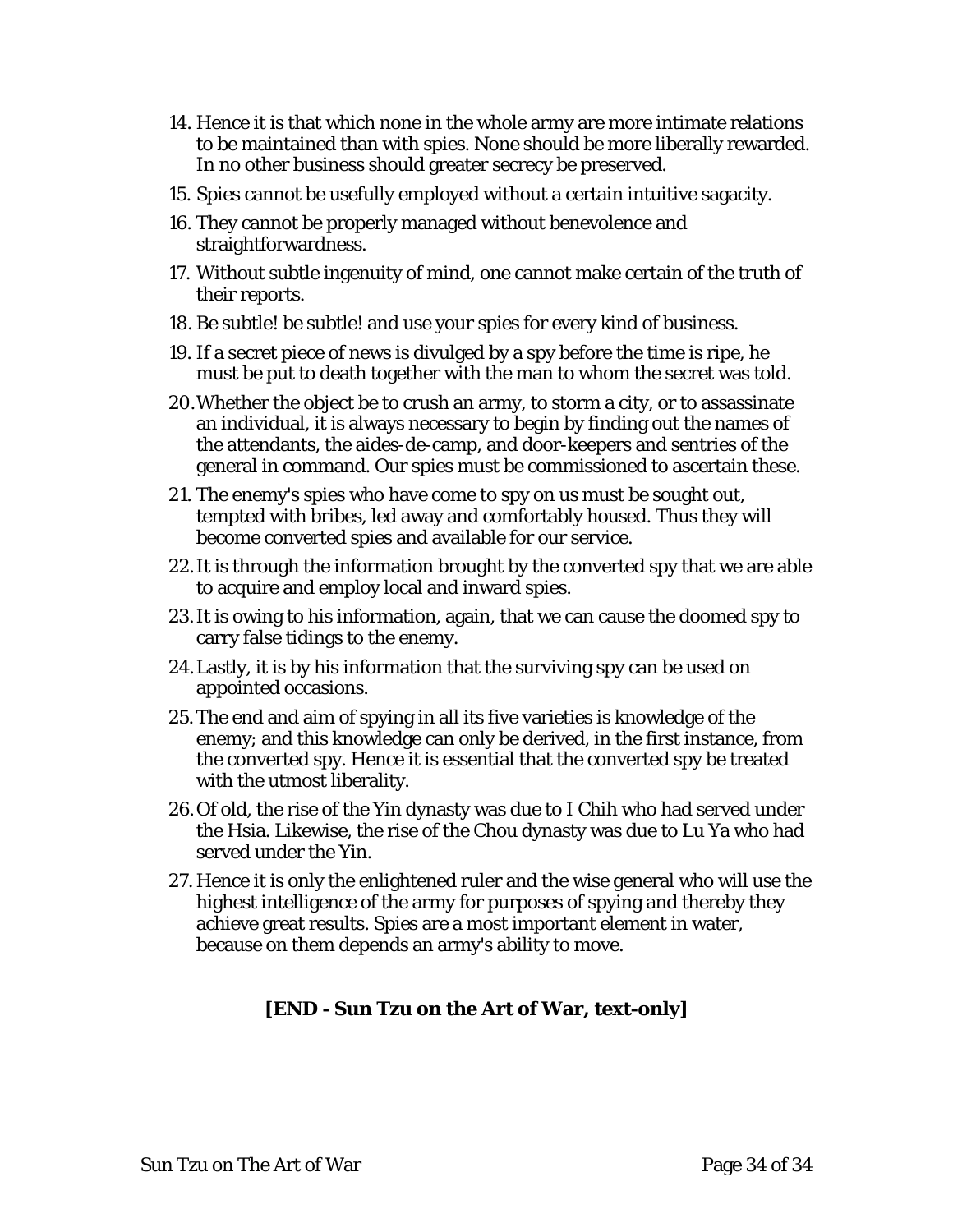14. Hence it is that which none in the whole army are more intimate relations to be maintained than with spies. None should be more liberally rewarded. In no other business should greater secrecy be preserved.
15. Spies cannot be usefully employed without a certain intuitive sagacity.
16. They cannot be properly managed without benevolence and straightforwardness.
17. Without subtle ingenuity of mind, one cannot make certain of the truth of their reports.
18. Be subtle! be subtle! and use your spies for every kind of business.
19. If a secret piece of news is divulged by a spy before the time is ripe, he must be put to death together with the man to whom the secret was told.
20. Whether the object be to crush an army, to storm a city, or to assassinate an individual, it is always necessary to begin by finding out the names of the attendants, the aides-de-camp, and door-keepers and sentries of the general in command. Our spies must be commissioned to ascertain these.
21. The enemy's spies who have come to spy on us must be sought out, tempted with bribes, led away and comfortably housed. Thus they will become converted spies and available for our service.
22. It is through the information brought by the converted spy that we are able to acquire and employ local and inward spies.
23. It is owing to his information, again, that we can cause the doomed spy to carry false tidings to the enemy.
24. Lastly, it is by his information that the surviving spy can be used on appointed occasions.
25. The end and aim of spying in all its five varieties is knowledge of the enemy; and this knowledge can only be derived, in the first instance, from the converted spy. Hence it is essential that the converted spy be treated with the utmost liberality.
26. Of old, the rise of the Yin dynasty was due to I Chih who had served under the Hsia. Likewise, the rise of the Chou dynasty was due to Lu Ya who had served under the Yin.
27. Hence it is only the enlightened ruler and the wise general who will use the highest intelligence of the army for purposes of spying and thereby they achieve great results. Spies are a most important element in water, because on them depends an army's ability to move.

**[END - Sun Tzu on the Art of War, text-only]**